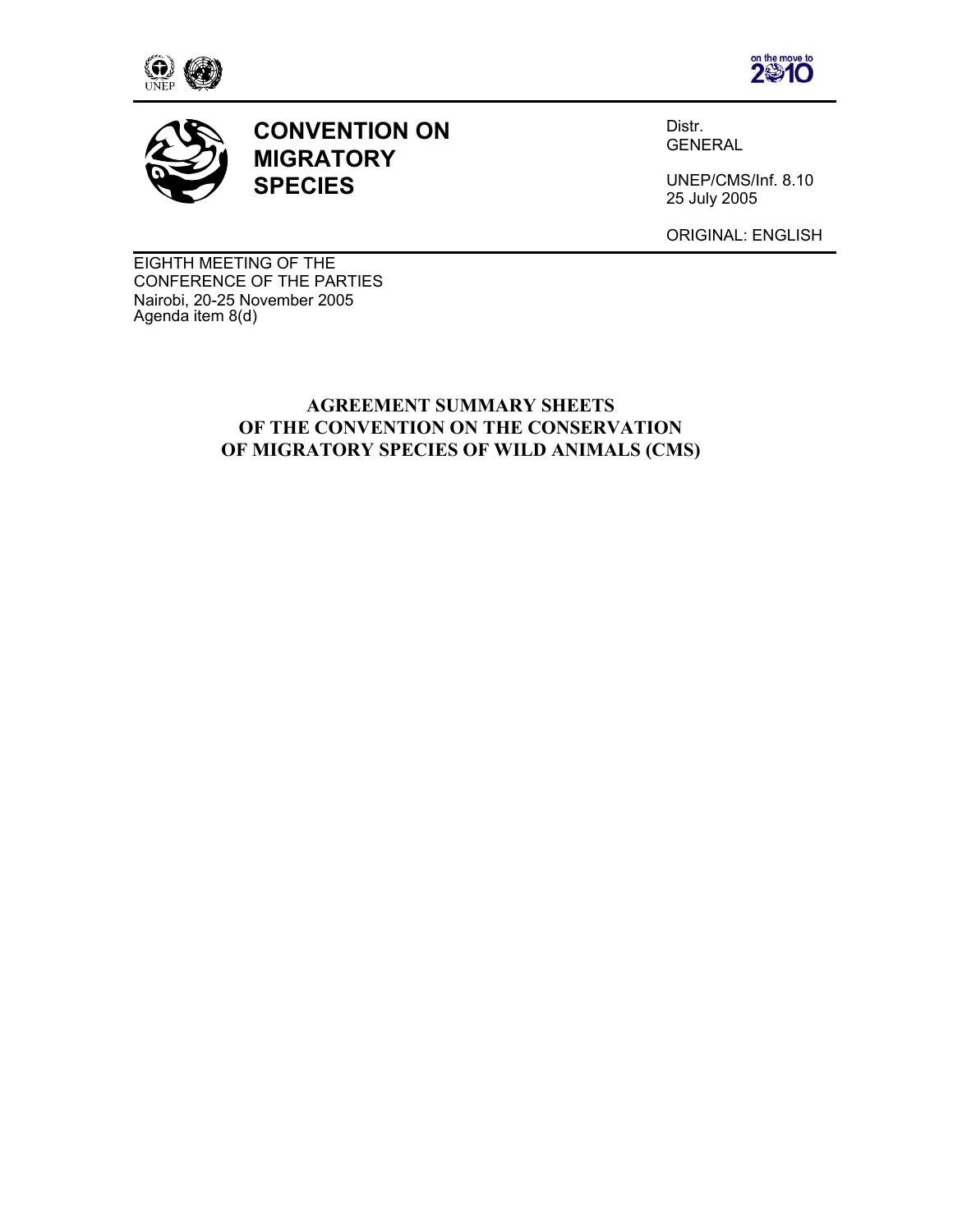# CONVENTION ON MIGRATORY SPECIES

Distr.
GENERAL

UNEP/CMS/Inf. 8.10
25 July 2005

ORIGINAL: ENGLISH

EIGHTH MEETING OF THE
CONFERENCE OF THE PARTIES
Nairobi, 20-25 November 2005
Agenda item 8(d)

## AGREEMENT SUMMARY SHEETS OF THE CONVENTION ON THE CONSERVATION OF MIGRATORY SPECIES OF WILD ANIMALS (CMS)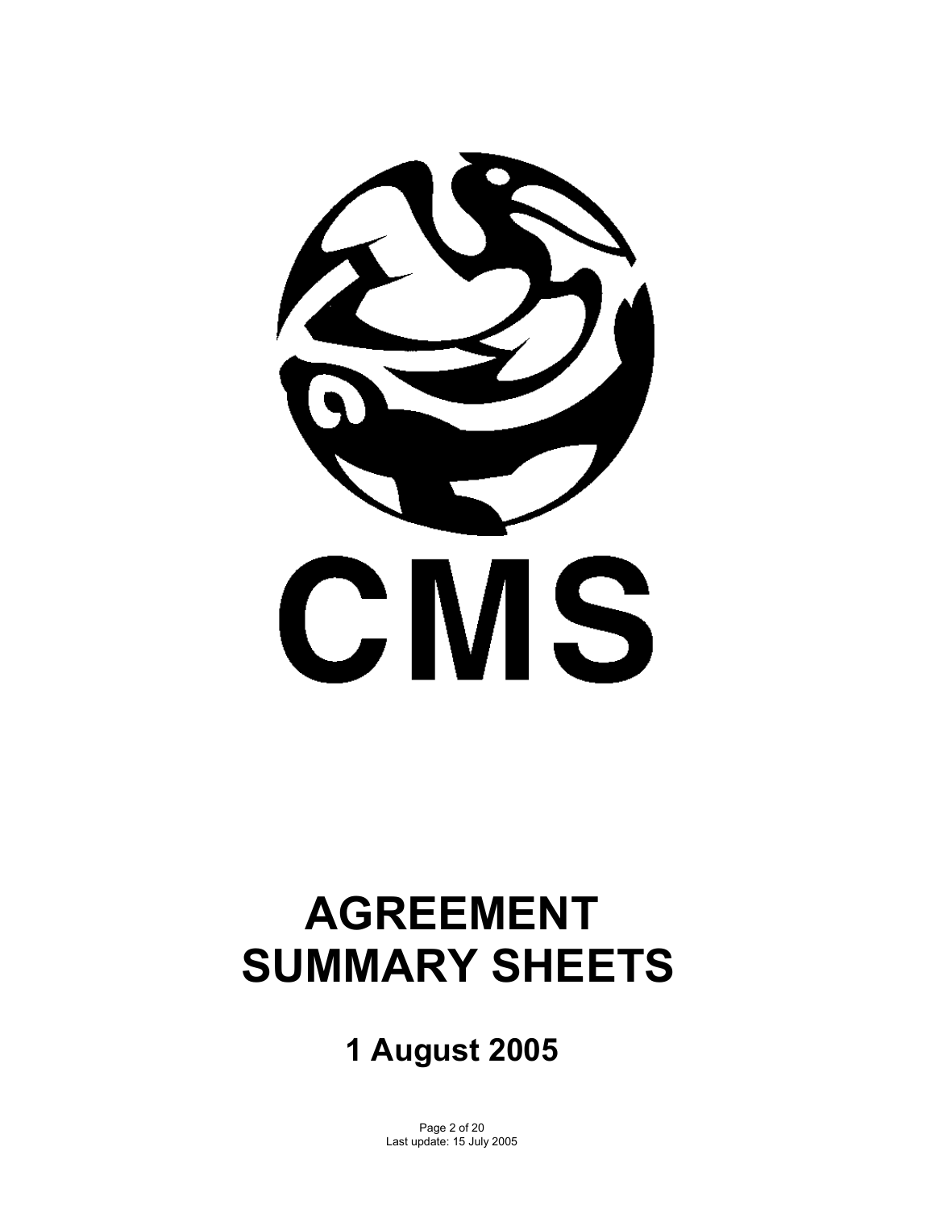# CMS

# AGREEMENT SUMMARY SHEETS

## 1 August 2005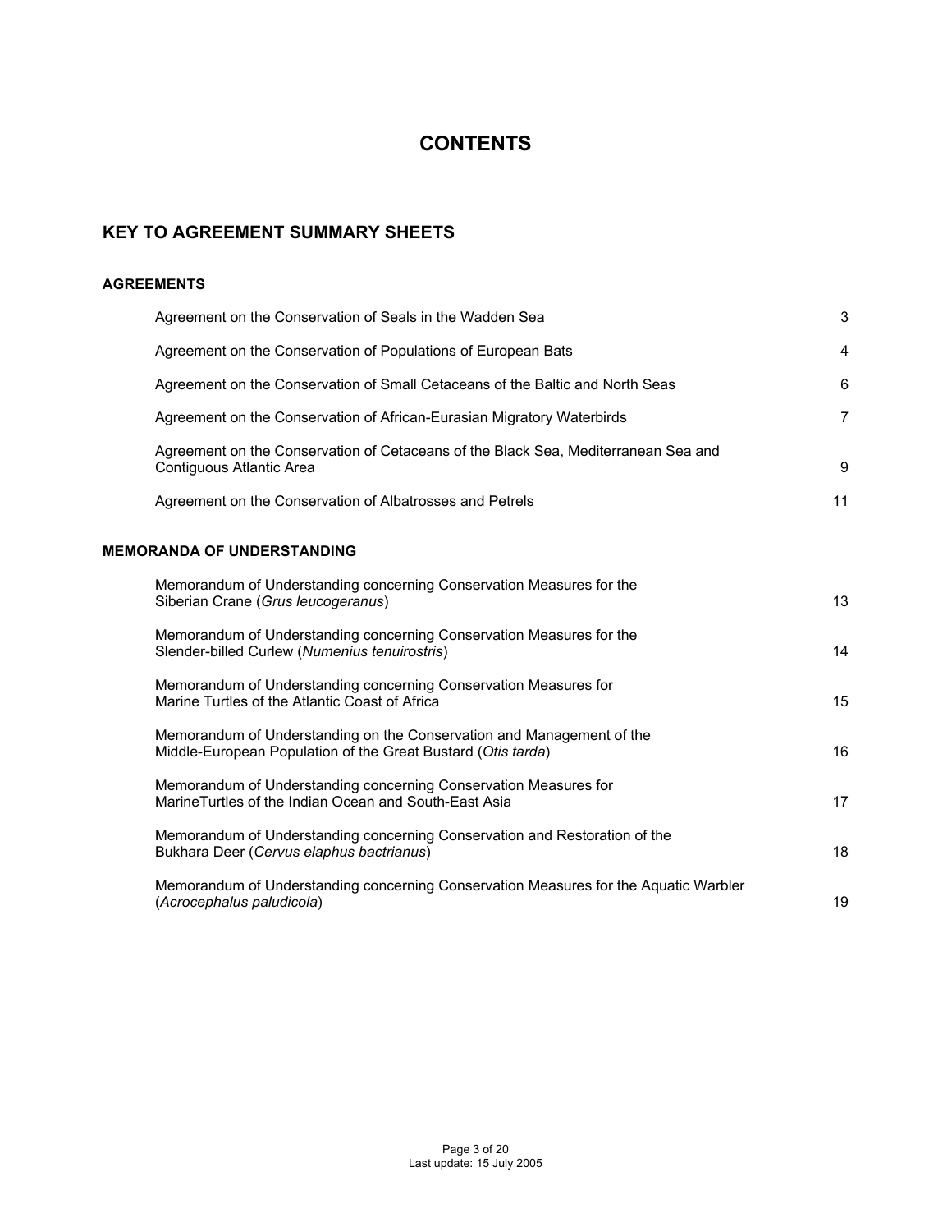# CONTENTS

## KEY TO AGREEMENT SUMMARY SHEETS

### AGREEMENTS

| | |
|---|---|
| Agreement on the Conservation of Seals in the Wadden Sea | 3 |
| Agreement on the Conservation of Populations of European Bats | 4 |
| Agreement on the Conservation of Small Cetaceans of the Baltic and North Seas | 6 |
| Agreement on the Conservation of African-Eurasian Migratory Waterbirds | 7 |
| Agreement on the Conservation of Cetaceans of the Black Sea, Mediterranean Sea and Contiguous Atlantic Area | 9 |
| Agreement on the Conservation of Albatrosses and Petrels | 11 |

### MEMORANDA OF UNDERSTANDING

| | |
|---|---|
| Memorandum of Understanding concerning Conservation Measures for the Siberian Crane (*Grus leucogeranus*) | 13 |
| Memorandum of Understanding concerning Conservation Measures for the Slender-billed Curlew (*Numenius tenuirostris*) | 14 |
| Memorandum of Understanding concerning Conservation Measures for Marine Turtles of the Atlantic Coast of Africa | 15 |
| Memorandum of Understanding on the Conservation and Management of the Middle-European Population of the Great Bustard (*Otis tarda*) | 16 |
| Memorandum of Understanding concerning Conservation Measures for MarineTurtles of the Indian Ocean and South-East Asia | 17 |
| Memorandum of Understanding concerning Conservation and Restoration of the Bukhara Deer (*Cervus elaphus bactrianus*) | 18 |
| Memorandum of Understanding concerning Conservation Measures for the Aquatic Warbler (*Acrocephalus paludicola*) | 19 |

Last update: 15 July 2005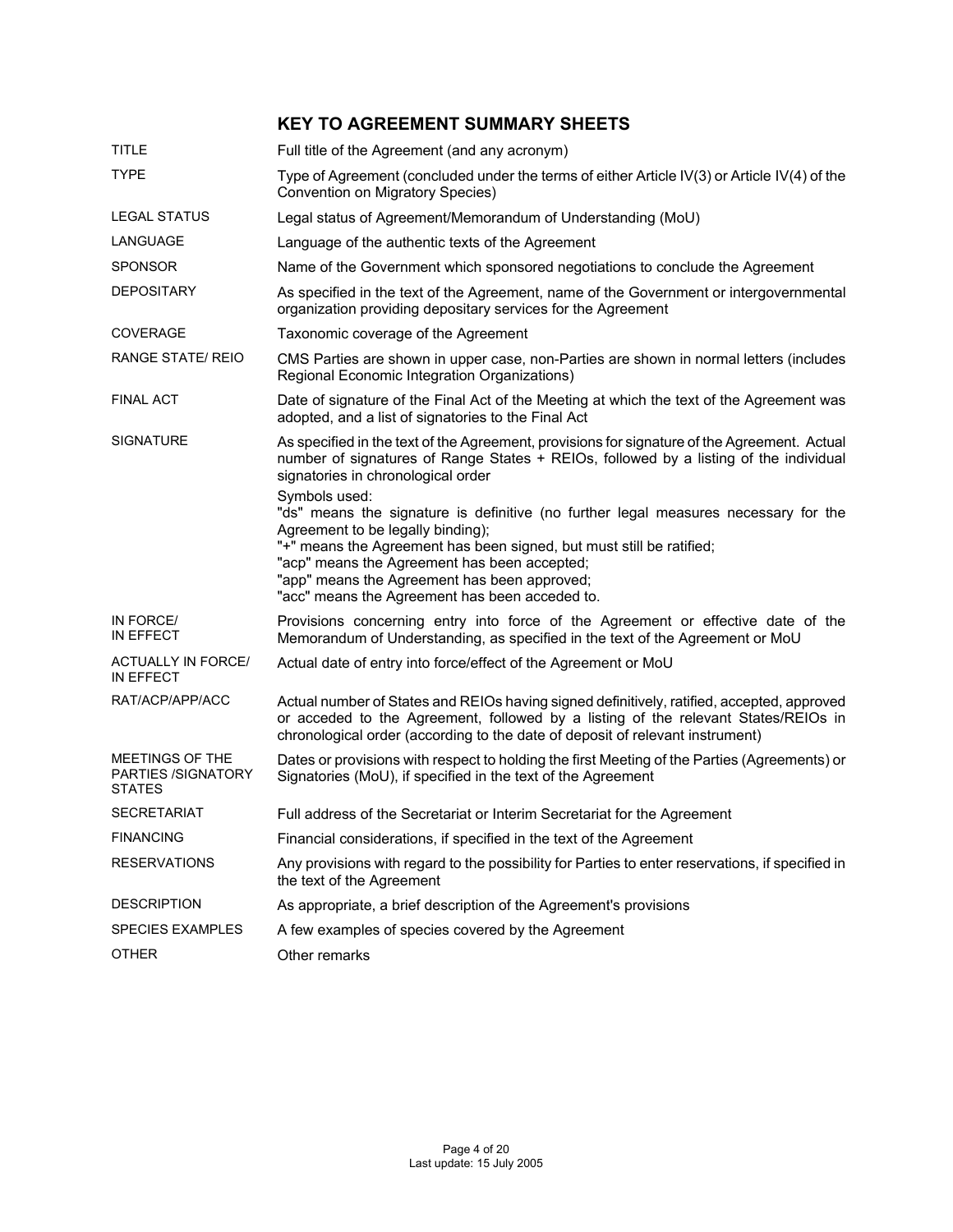## KEY TO AGREEMENT SUMMARY SHEETS

| | |
|---|---|
| TITLE | Full title of the Agreement (and any acronym) |
| TYPE | Type of Agreement (concluded under the terms of either Article IV(3) or Article IV(4) of the Convention on Migratory Species) |
| LEGAL STATUS | Legal status of Agreement/Memorandum of Understanding (MoU) |
| LANGUAGE | Language of the authentic texts of the Agreement |
| SPONSOR | Name of the Government which sponsored negotiations to conclude the Agreement |
| DEPOSITARY | As specified in the text of the Agreement, name of the Government or intergovernmental organization providing depositary services for the Agreement |
| COVERAGE | Taxonomic coverage of the Agreement |
| RANGE STATE/ REIO | CMS Parties are shown in upper case, non-Parties are shown in normal letters (includes Regional Economic Integration Organizations) |
| FINAL ACT | Date of signature of the Final Act of the Meeting at which the text of the Agreement was adopted, and a list of signatories to the Final Act |
| SIGNATURE | As specified in the text of the Agreement, provisions for signature of the Agreement. Actual number of signatures of Range States + REIOs, followed by a listing of the individual signatories in chronological order<br><br>Symbols used:<br>"ds" means the signature is definitive (no further legal measures necessary for the Agreement to be legally binding);<br>"+" means the Agreement has been signed, but must still be ratified;<br>"acp" means the Agreement has been accepted;<br>"app" means the Agreement has been approved;<br>"acc" means the Agreement has been acceded to. |
| IN FORCE/ IN EFFECT | Provisions concerning entry into force of the Agreement or effective date of the Memorandum of Understanding, as specified in the text of the Agreement or MoU |
| ACTUALLY IN FORCE/ IN EFFECT | Actual date of entry into force/effect of the Agreement or MoU |
| RAT/ACP/APP/ACC | Actual number of States and REIOs having signed definitively, ratified, accepted, approved or acceded to the Agreement, followed by a listing of the relevant States/REIOs in chronological order (according to the date of deposit of relevant instrument) |
| MEETINGS OF THE PARTIES /SIGNATORY STATES | Dates or provisions with respect to holding the first Meeting of the Parties (Agreements) or Signatories (MoU), if specified in the text of the Agreement |
| SECRETARIAT | Full address of the Secretariat or Interim Secretariat for the Agreement |
| FINANCING | Financial considerations, if specified in the text of the Agreement |
| RESERVATIONS | Any provisions with regard to the possibility for Parties to enter reservations, if specified in the text of the Agreement |
| DESCRIPTION | As appropriate, a brief description of the Agreement's provisions |
| SPECIES EXAMPLES | A few examples of species covered by the Agreement |
| OTHER | Other remarks |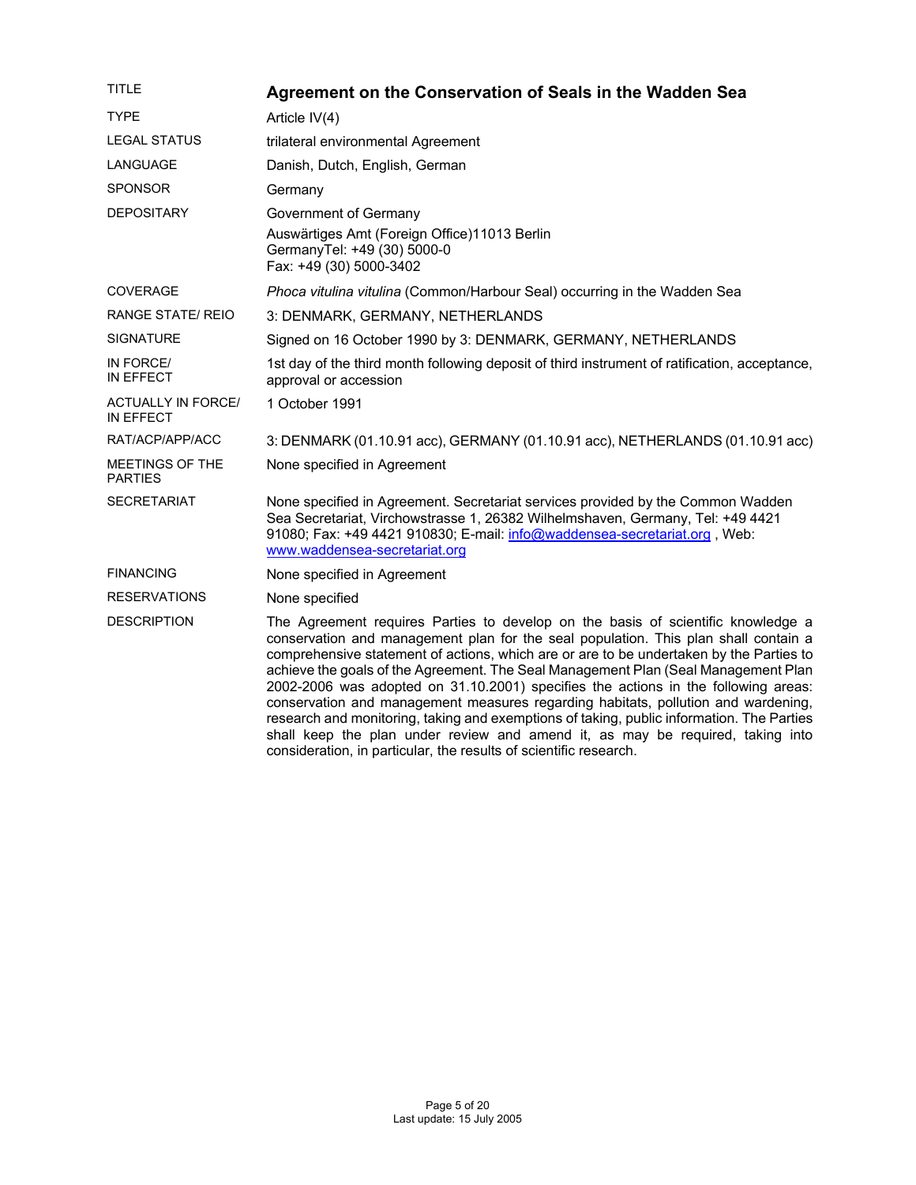| | |
|---|---|
| TITLE | **Agreement on the Conservation of Seals in the Wadden Sea** |
| TYPE | Article IV(4) |
| LEGAL STATUS | trilateral environmental Agreement |
| LANGUAGE | Danish, Dutch, English, German |
| SPONSOR | Germany |
| DEPOSITARY | Government of Germany<br>Auswärtiges Amt (Foreign Office)11013 Berlin<br>GermanyTel: +49 (30) 5000-0<br>Fax: +49 (30) 5000-3402 |
| COVERAGE | *Phoca vitulina vitulina* (Common/Harbour Seal) occurring in the Wadden Sea |
| RANGE STATE/ REIO | 3: DENMARK, GERMANY, NETHERLANDS |
| SIGNATURE | Signed on 16 October 1990 by 3: DENMARK, GERMANY, NETHERLANDS |
| IN FORCE/ IN EFFECT | 1st day of the third month following deposit of third instrument of ratification, acceptance, approval or accession |
| ACTUALLY IN FORCE/ IN EFFECT | 1 October 1991 |
| RAT/ACP/APP/ACC | 3: DENMARK (01.10.91 acc), GERMANY (01.10.91 acc), NETHERLANDS (01.10.91 acc) |
| MEETINGS OF THE PARTIES | None specified in Agreement |
| SECRETARIAT | None specified in Agreement. Secretariat services provided by the Common Wadden Sea Secretariat, Virchowstrasse 1, 26382 Wilhelmshaven, Germany, Tel: +49 4421 91080; Fax: +49 4421 910830; E-mail: info@waddensea-secretariat.org , Web: www.waddensea-secretariat.org |
| FINANCING | None specified in Agreement |
| RESERVATIONS | None specified |
| DESCRIPTION | The Agreement requires Parties to develop on the basis of scientific knowledge a conservation and management plan for the seal population. This plan shall contain a comprehensive statement of actions, which are or are to be undertaken by the Parties to achieve the goals of the Agreement. The Seal Management Plan (Seal Management Plan 2002-2006 was adopted on 31.10.2001) specifies the actions in the following areas: conservation and management measures regarding habitats, pollution and wardening, research and monitoring, taking and exemptions of taking, public information. The Parties shall keep the plan under review and amend it, as may be required, taking into consideration, in particular, the results of scientific research. |

Last update: 15 July 2005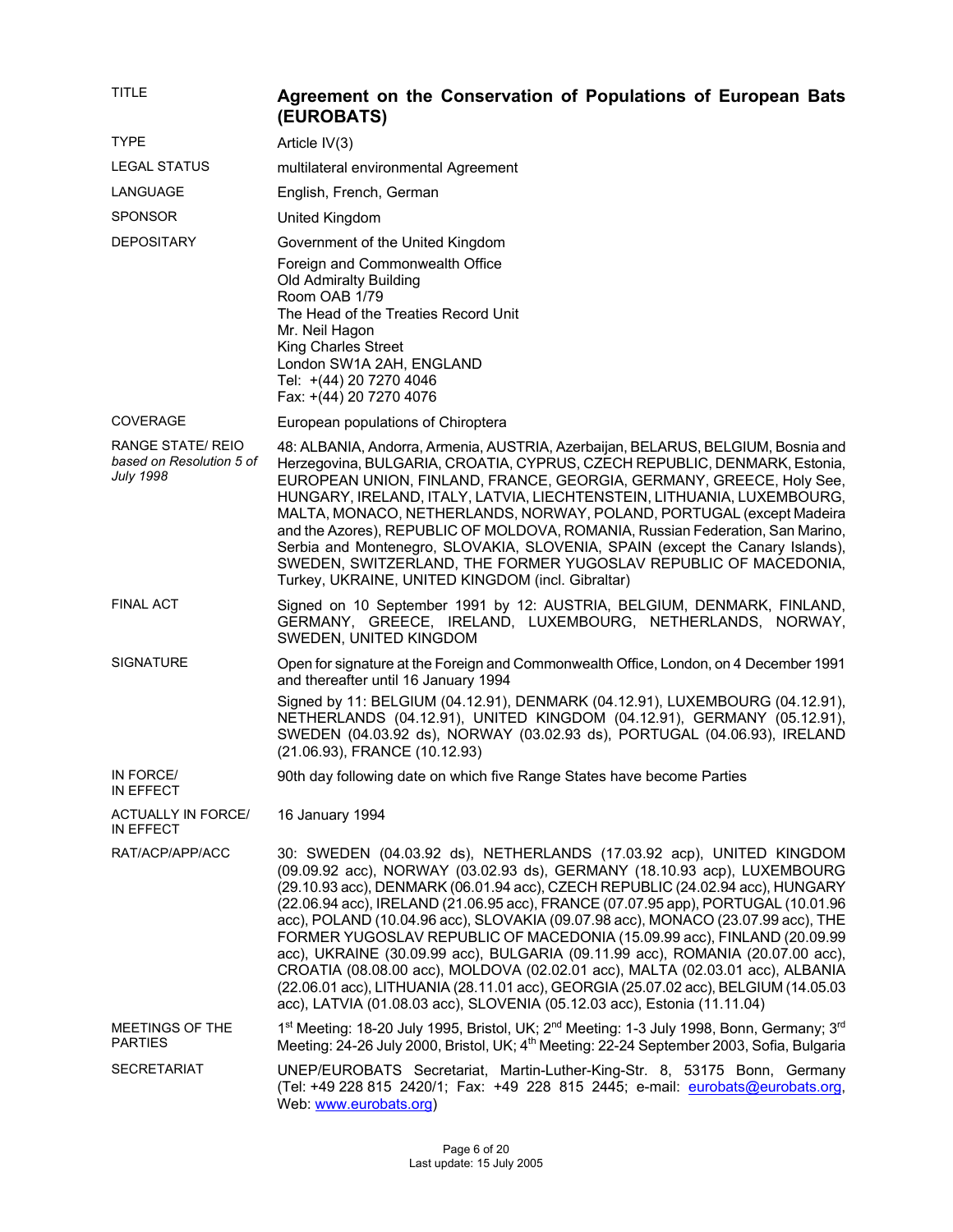| | |
|---|---|
| TITLE | **Agreement on the Conservation of Populations of European Bats (EUROBATS)** |
| TYPE | Article IV(3) |
| LEGAL STATUS | multilateral environmental Agreement |
| LANGUAGE | English, French, German |
| SPONSOR | United Kingdom |
| DEPOSITARY | Government of the United Kingdom<br>Foreign and Commonwealth Office<br>Old Admiralty Building<br>Room OAB 1/79<br>The Head of the Treaties Record Unit<br>Mr. Neil Hagon<br>King Charles Street<br>London SW1A 2AH, ENGLAND<br>Tel: +(44) 20 7270 4046<br>Fax: +(44) 20 7270 4076 |
| COVERAGE | European populations of Chiroptera |
| RANGE STATE/ REIO *based on Resolution 5 of July 1998* | 48: ALBANIA, Andorra, Armenia, AUSTRIA, Azerbaijan, BELARUS, BELGIUM, Bosnia and Herzegovina, BULGARIA, CROATIA, CYPRUS, CZECH REPUBLIC, DENMARK, Estonia, EUROPEAN UNION, FINLAND, FRANCE, GEORGIA, GERMANY, GREECE, Holy See, HUNGARY, IRELAND, ITALY, LATVIA, LIECHTENSTEIN, LITHUANIA, LUXEMBOURG, MALTA, MONACO, NETHERLANDS, NORWAY, POLAND, PORTUGAL (except Madeira and the Azores), REPUBLIC OF MOLDOVA, ROMANIA, Russian Federation, San Marino, Serbia and Montenegro, SLOVAKIA, SLOVENIA, SPAIN (except the Canary Islands), SWEDEN, SWITZERLAND, THE FORMER YUGOSLAV REPUBLIC OF MACEDONIA, Turkey, UKRAINE, UNITED KINGDOM (incl. Gibraltar) |
| FINAL ACT | Signed on 10 September 1991 by 12: AUSTRIA, BELGIUM, DENMARK, FINLAND, GERMANY, GREECE, IRELAND, LUXEMBOURG, NETHERLANDS, NORWAY, SWEDEN, UNITED KINGDOM |
| SIGNATURE | Open for signature at the Foreign and Commonwealth Office, London, on 4 December 1991 and thereafter until 16 January 1994<br>Signed by 11: BELGIUM (04.12.91), DENMARK (04.12.91), LUXEMBOURG (04.12.91), NETHERLANDS (04.12.91), UNITED KINGDOM (04.12.91), GERMANY (05.12.91), SWEDEN (04.03.92 ds), NORWAY (03.02.93 ds), PORTUGAL (04.06.93), IRELAND (21.06.93), FRANCE (10.12.93) |
| IN FORCE/ IN EFFECT | 90th day following date on which five Range States have become Parties |
| ACTUALLY IN FORCE/ IN EFFECT | 16 January 1994 |
| RAT/ACP/APP/ACC | 30: SWEDEN (04.03.92 ds), NETHERLANDS (17.03.92 acp), UNITED KINGDOM (09.09.92 acc), NORWAY (03.02.93 ds), GERMANY (18.10.93 acp), LUXEMBOURG (29.10.93 acc), DENMARK (06.01.94 acc), CZECH REPUBLIC (24.02.94 acc), HUNGARY (22.06.94 acc), IRELAND (21.06.95 acc), FRANCE (07.07.95 app), PORTUGAL (10.01.96 acc), POLAND (10.04.96 acc), SLOVAKIA (09.07.98 acc), MONACO (23.07.99 acc), THE FORMER YUGOSLAV REPUBLIC OF MACEDONIA (15.09.99 acc), FINLAND (20.09.99 acc), UKRAINE (30.09.99 acc), BULGARIA (09.11.99 acc), ROMANIA (20.07.00 acc), CROATIA (08.08.00 acc), MOLDOVA (02.02.01 acc), MALTA (02.03.01 acc), ALBANIA (22.06.01 acc), LITHUANIA (28.11.01 acc), GEORGIA (25.07.02 acc), BELGIUM (14.05.03 acc), LATVIA (01.08.03 acc), SLOVENIA (05.12.03 acc), Estonia (11.11.04) |
| MEETINGS OF THE PARTIES | 1st Meeting: 18-20 July 1995, Bristol, UK; 2nd Meeting: 1-3 July 1998, Bonn, Germany; 3rd Meeting: 24-26 July 2000, Bristol, UK; 4th Meeting: 22-24 September 2003, Sofia, Bulgaria |
| SECRETARIAT | UNEP/EUROBATS Secretariat, Martin-Luther-King-Str. 8, 53175 Bonn, Germany (Tel: +49 228 815 2420/1; Fax: +49 228 815 2445; e-mail: eurobats@eurobats.org, Web: www.eurobats.org) |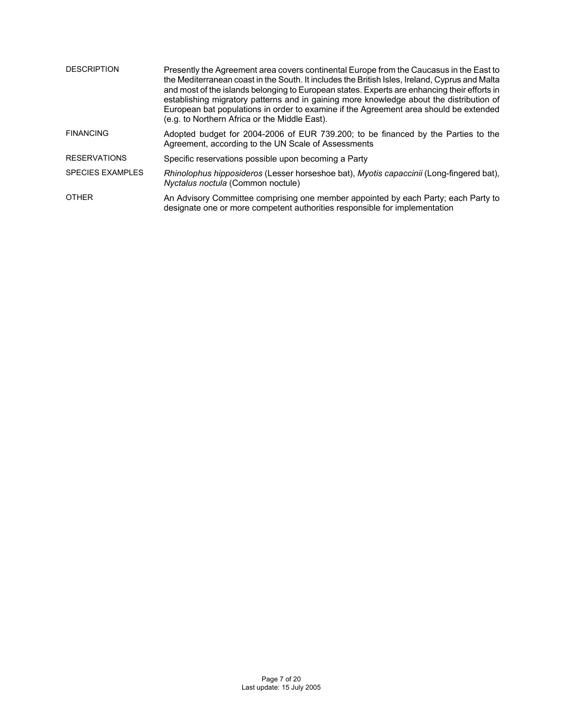| | |
|---|---|
| DESCRIPTION | Presently the Agreement area covers continental Europe from the Caucasus in the East to the Mediterranean coast in the South. It includes the British Isles, Ireland, Cyprus and Malta and most of the islands belonging to European states. Experts are enhancing their efforts in establishing migratory patterns and in gaining more knowledge about the distribution of European bat populations in order to examine if the Agreement area should be extended (e.g. to Northern Africa or the Middle East). |
| FINANCING | Adopted budget for 2004-2006 of EUR 739.200; to be financed by the Parties to the Agreement, according to the UN Scale of Assessments |
| RESERVATIONS | Specific reservations possible upon becoming a Party |
| SPECIES EXAMPLES | *Rhinolophus hipposideros* (Lesser horseshoe bat), *Myotis capaccinii* (Long-fingered bat), *Nyctalus noctula* (Common noctule) |
| OTHER | An Advisory Committee comprising one member appointed by each Party; each Party to designate one or more competent authorities responsible for implementation |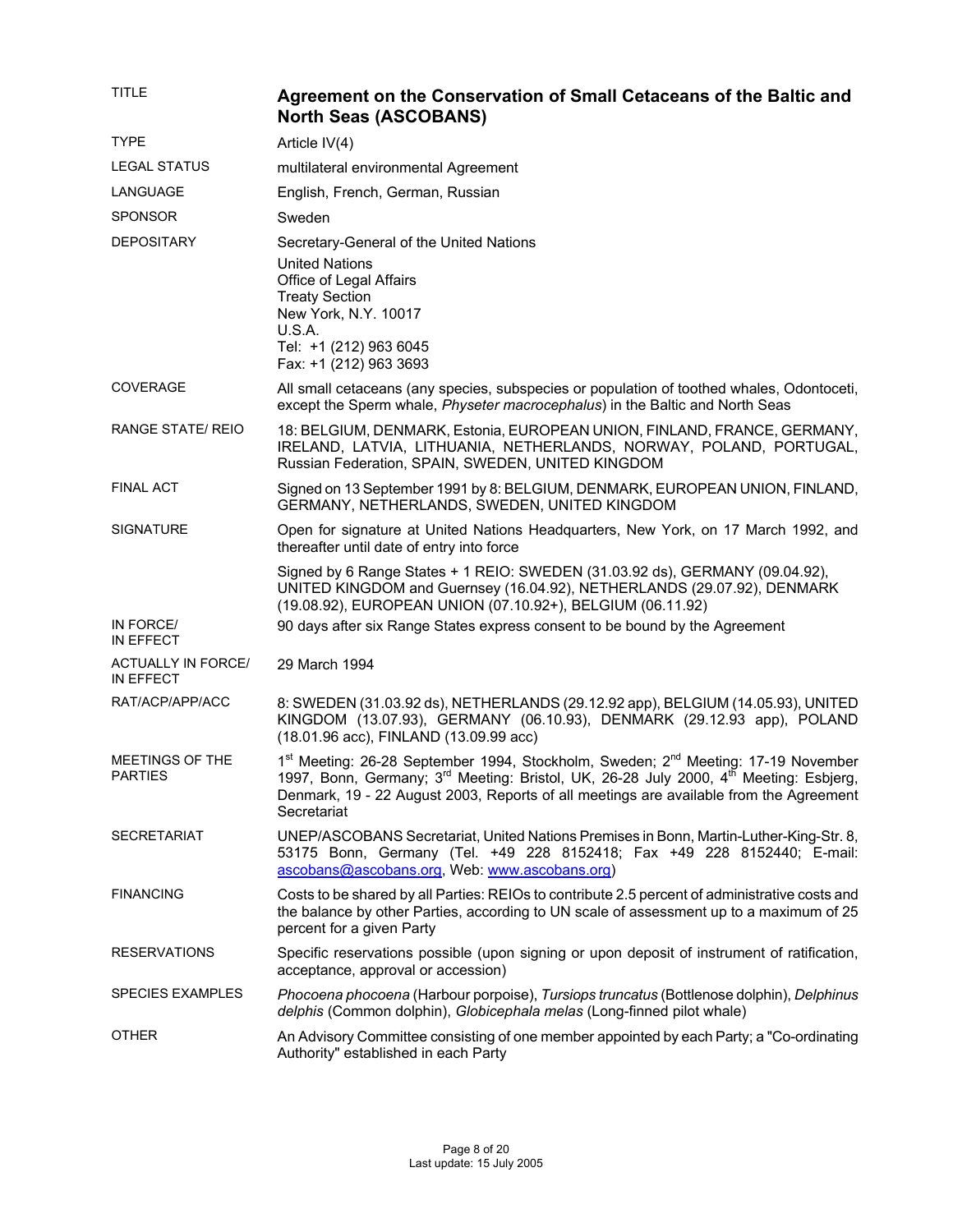| | |
|---|---|
| TITLE | **Agreement on the Conservation of Small Cetaceans of the Baltic and North Seas (ASCOBANS)** |
| TYPE | Article IV(4) |
| LEGAL STATUS | multilateral environmental Agreement |
| LANGUAGE | English, French, German, Russian |
| SPONSOR | Sweden |
| DEPOSITARY | Secretary-General of the United Nations<br>United Nations<br>Office of Legal Affairs<br>Treaty Section<br>New York, N.Y. 10017<br>U.S.A.<br>Tel: +1 (212) 963 6045<br>Fax: +1 (212) 963 3693 |
| COVERAGE | All small cetaceans (any species, subspecies or population of toothed whales, Odontoceti, except the Sperm whale, *Physeter macrocephalus*) in the Baltic and North Seas |
| RANGE STATE/ REIO | 18: BELGIUM, DENMARK, Estonia, EUROPEAN UNION, FINLAND, FRANCE, GERMANY, IRELAND, LATVIA, LITHUANIA, NETHERLANDS, NORWAY, POLAND, PORTUGAL, Russian Federation, SPAIN, SWEDEN, UNITED KINGDOM |
| FINAL ACT | Signed on 13 September 1991 by 8: BELGIUM, DENMARK, EUROPEAN UNION, FINLAND, GERMANY, NETHERLANDS, SWEDEN, UNITED KINGDOM |
| SIGNATURE | Open for signature at United Nations Headquarters, New York, on 17 March 1992, and thereafter until date of entry into force<br><br>Signed by 6 Range States + 1 REIO: SWEDEN (31.03.92 ds), GERMANY (09.04.92), UNITED KINGDOM and Guernsey (16.04.92), NETHERLANDS (29.07.92), DENMARK (19.08.92), EUROPEAN UNION (07.10.92+), BELGIUM (06.11.92) |
| IN FORCE/ IN EFFECT | 90 days after six Range States express consent to be bound by the Agreement |
| ACTUALLY IN FORCE/ IN EFFECT | 29 March 1994 |
| RAT/ACP/APP/ACC | 8: SWEDEN (31.03.92 ds), NETHERLANDS (29.12.92 app), BELGIUM (14.05.93), UNITED KINGDOM (13.07.93), GERMANY (06.10.93), DENMARK (29.12.93 app), POLAND (18.01.96 acc), FINLAND (13.09.99 acc) |
| MEETINGS OF THE PARTIES | 1st Meeting: 26-28 September 1994, Stockholm, Sweden; 2nd Meeting: 17-19 November 1997, Bonn, Germany; 3rd Meeting: Bristol, UK, 26-28 July 2000, 4th Meeting: Esbjerg, Denmark, 19 - 22 August 2003, Reports of all meetings are available from the Agreement Secretariat |
| SECRETARIAT | UNEP/ASCOBANS Secretariat, United Nations Premises in Bonn, Martin-Luther-King-Str. 8, 53175 Bonn, Germany (Tel. +49 228 8152418; Fax +49 228 8152440; E-mail: ascobans@ascobans.org, Web: www.ascobans.org) |
| FINANCING | Costs to be shared by all Parties: REIOs to contribute 2.5 percent of administrative costs and the balance by other Parties, according to UN scale of assessment up to a maximum of 25 percent for a given Party |
| RESERVATIONS | Specific reservations possible (upon signing or upon deposit of instrument of ratification, acceptance, approval or accession) |
| SPECIES EXAMPLES | *Phocoena phocoena* (Harbour porpoise), *Tursiops truncatus* (Bottlenose dolphin), *Delphinus delphis* (Common dolphin), *Globicephala melas* (Long-finned pilot whale) |
| OTHER | An Advisory Committee consisting of one member appointed by each Party; a "Co-ordinating Authority" established in each Party |

Last update: 15 July 2005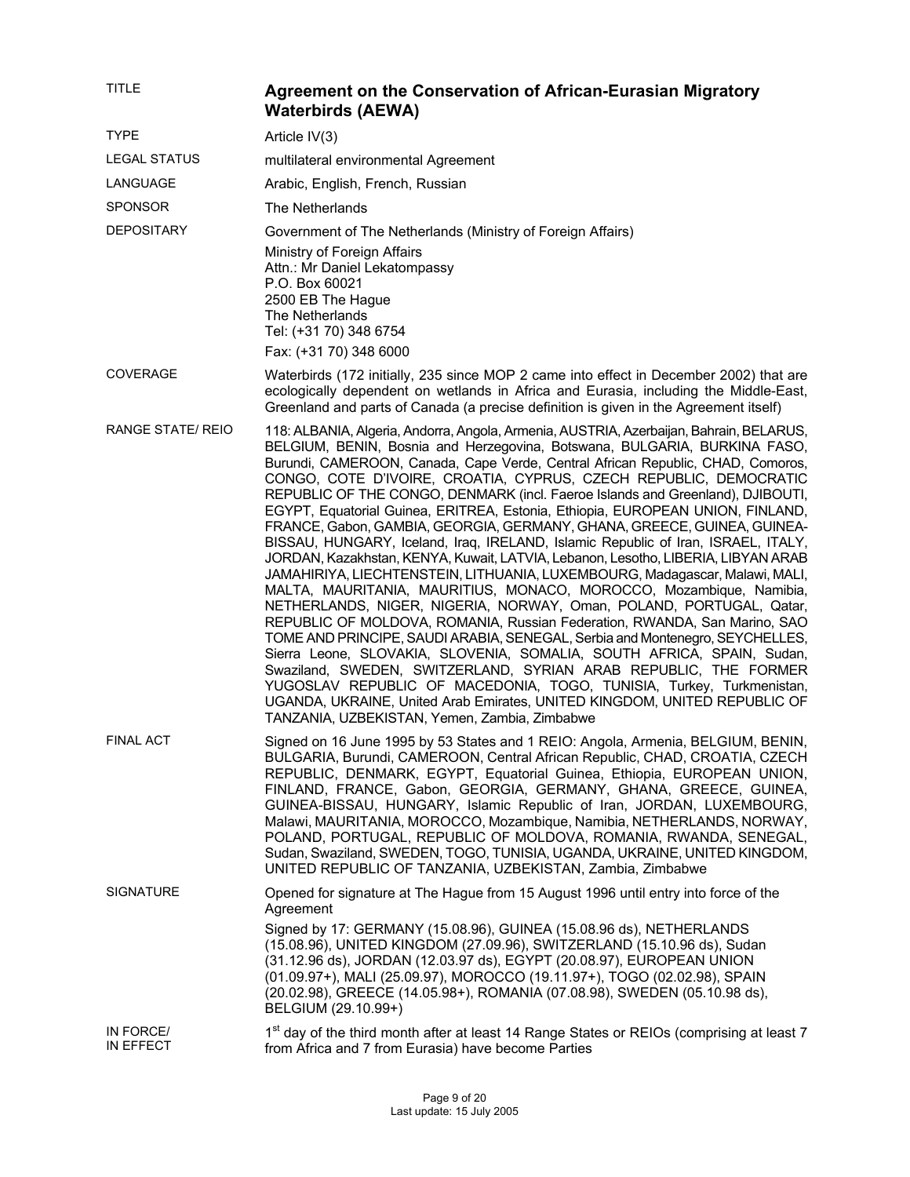| | |
|---|---|
| TITLE | **Agreement on the Conservation of African-Eurasian Migratory Waterbirds (AEWA)** |
| TYPE | Article IV(3) |
| LEGAL STATUS | multilateral environmental Agreement |
| LANGUAGE | Arabic, English, French, Russian |
| SPONSOR | The Netherlands |
| DEPOSITARY | Government of The Netherlands (Ministry of Foreign Affairs)<br>Ministry of Foreign Affairs<br>Attn.: Mr Daniel Lekatompassy<br>P.O. Box 60021<br>2500 EB The Hague<br>The Netherlands<br>Tel: (+31 70) 348 6754<br>Fax: (+31 70) 348 6000 |
| COVERAGE | Waterbirds (172 initially, 235 since MOP 2 came into effect in December 2002) that are ecologically dependent on wetlands in Africa and Eurasia, including the Middle-East, Greenland and parts of Canada (a precise definition is given in the Agreement itself) |
| RANGE STATE/ REIO | 118: ALBANIA, Algeria, Andorra, Angola, Armenia, AUSTRIA, Azerbaijan, Bahrain, BELARUS, BELGIUM, BENIN, Bosnia and Herzegovina, Botswana, BULGARIA, BURKINA FASO, Burundi, CAMEROON, Canada, Cape Verde, Central African Republic, CHAD, Comoros, CONGO, COTE D'IVOIRE, CROATIA, CYPRUS, CZECH REPUBLIC, DEMOCRATIC REPUBLIC OF THE CONGO, DENMARK (incl. Faeroe Islands and Greenland), DJIBOUTI, EGYPT, Equatorial Guinea, ERITREA, Estonia, Ethiopia, EUROPEAN UNION, FINLAND, FRANCE, Gabon, GAMBIA, GEORGIA, GERMANY, GHANA, GREECE, GUINEA, GUINEA-BISSAU, HUNGARY, Iceland, Iraq, IRELAND, Islamic Republic of Iran, ISRAEL, ITALY, JORDAN, Kazakhstan, KENYA, Kuwait, LATVIA, Lebanon, Lesotho, LIBERIA, LIBYAN ARAB JAMAHIRIYA, LIECHTENSTEIN, LITHUANIA, LUXEMBOURG, Madagascar, Malawi, MALI, MALTA, MAURITANIA, MAURITIUS, MONACO, MOROCCO, Mozambique, Namibia, NETHERLANDS, NIGER, NIGERIA, NORWAY, Oman, POLAND, PORTUGAL, Qatar, REPUBLIC OF MOLDOVA, ROMANIA, Russian Federation, RWANDA, San Marino, SAO TOME AND PRINCIPE, SAUDI ARABIA, SENEGAL, Serbia and Montenegro, SEYCHELLES, Sierra Leone, SLOVAKIA, SLOVENIA, SOMALIA, SOUTH AFRICA, SPAIN, Sudan, Swaziland, SWEDEN, SWITZERLAND, SYRIAN ARAB REPUBLIC, THE FORMER YUGOSLAV REPUBLIC OF MACEDONIA, TOGO, TUNISIA, Turkey, Turkmenistan, UGANDA, UKRAINE, United Arab Emirates, UNITED KINGDOM, UNITED REPUBLIC OF TANZANIA, UZBEKISTAN, Yemen, Zambia, Zimbabwe |
| FINAL ACT | Signed on 16 June 1995 by 53 States and 1 REIO: Angola, Armenia, BELGIUM, BENIN, BULGARIA, Burundi, CAMEROON, Central African Republic, CHAD, CROATIA, CZECH REPUBLIC, DENMARK, EGYPT, Equatorial Guinea, Ethiopia, EUROPEAN UNION, FINLAND, FRANCE, Gabon, GEORGIA, GERMANY, GHANA, GREECE, GUINEA, GUINEA-BISSAU, HUNGARY, Islamic Republic of Iran, JORDAN, LUXEMBOURG, Malawi, MAURITANIA, MOROCCO, Mozambique, Namibia, NETHERLANDS, NORWAY, POLAND, PORTUGAL, REPUBLIC OF MOLDOVA, ROMANIA, RWANDA, SENEGAL, Sudan, Swaziland, SWEDEN, TOGO, TUNISIA, UGANDA, UKRAINE, UNITED KINGDOM, UNITED REPUBLIC OF TANZANIA, UZBEKISTAN, Zambia, Zimbabwe |
| SIGNATURE | Opened for signature at The Hague from 15 August 1996 until entry into force of the Agreement<br>Signed by 17: GERMANY (15.08.96), GUINEA (15.08.96 ds), NETHERLANDS (15.08.96), UNITED KINGDOM (27.09.96), SWITZERLAND (15.10.96 ds), Sudan (31.12.96 ds), JORDAN (12.03.97 ds), EGYPT (20.08.97), EUROPEAN UNION (01.09.97+), MALI (25.09.97), MOROCCO (19.11.97+), TOGO (02.02.98), SPAIN (20.02.98), GREECE (14.05.98+), ROMANIA (07.08.98), SWEDEN (05.10.98 ds), BELGIUM (29.10.99+) |
| IN FORCE/ IN EFFECT | 1st day of the third month after at least 14 Range States or REIOs (comprising at least 7 from Africa and 7 from Eurasia) have become Parties |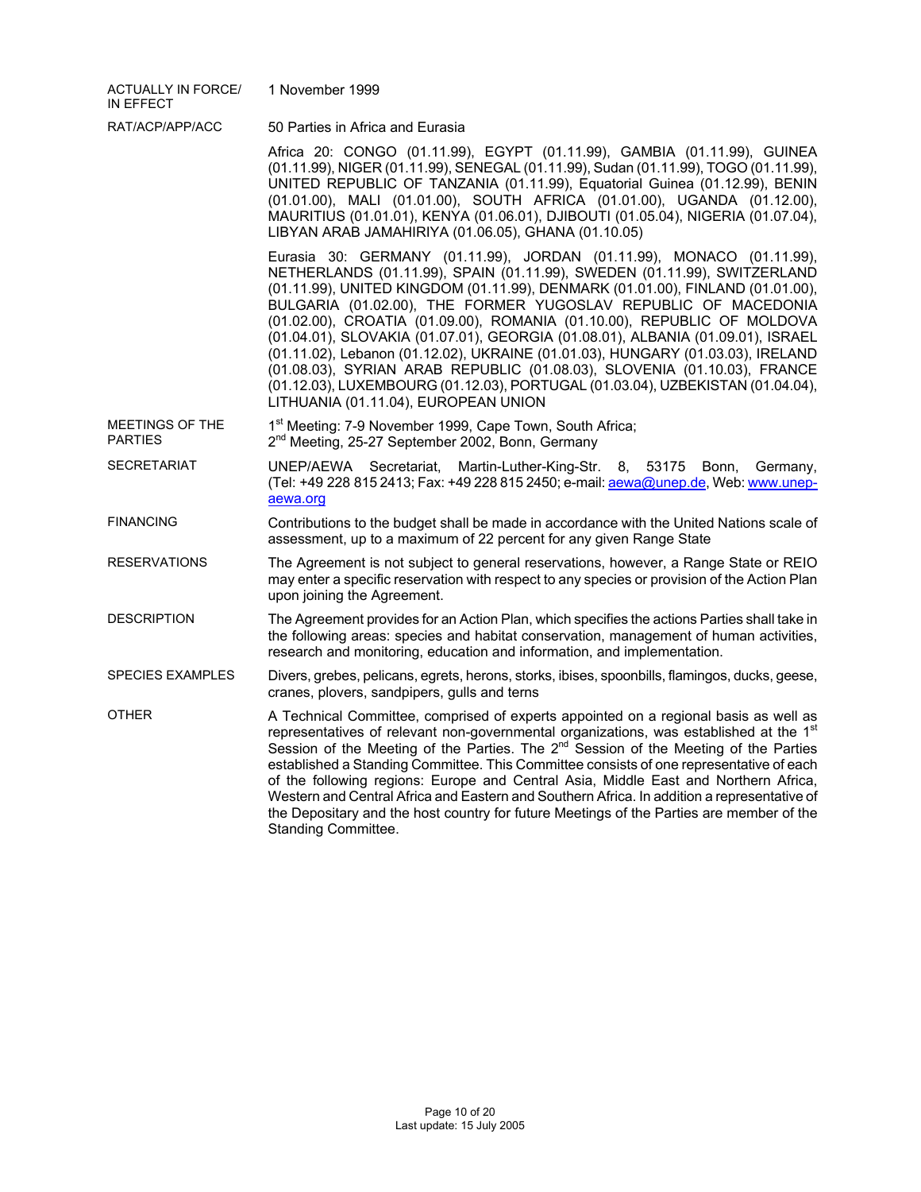| | |
|---|---|
| ACTUALLY IN FORCE/ IN EFFECT | 1 November 1999 |
| RAT/ACP/APP/ACC | 50 Parties in Africa and Eurasia<br><br>Africa 20: CONGO (01.11.99), EGYPT (01.11.99), GAMBIA (01.11.99), GUINEA (01.11.99), NIGER (01.11.99), SENEGAL (01.11.99), Sudan (01.11.99), TOGO (01.11.99), UNITED REPUBLIC OF TANZANIA (01.11.99), Equatorial Guinea (01.12.99), BENIN (01.01.00), MALI (01.01.00), SOUTH AFRICA (01.01.00), UGANDA (01.12.00), MAURITIUS (01.01.01), KENYA (01.06.01), DJIBOUTI (01.05.04), NIGERIA (01.07.04), LIBYAN ARAB JAMAHIRIYA (01.06.05), GHANA (01.10.05)<br><br>Eurasia 30: GERMANY (01.11.99), JORDAN (01.11.99), MONACO (01.11.99), NETHERLANDS (01.11.99), SPAIN (01.11.99), SWEDEN (01.11.99), SWITZERLAND (01.11.99), UNITED KINGDOM (01.11.99), DENMARK (01.01.00), FINLAND (01.01.00), BULGARIA (01.02.00), THE FORMER YUGOSLAV REPUBLIC OF MACEDONIA (01.02.00), CROATIA (01.09.00), ROMANIA (01.10.00), REPUBLIC OF MOLDOVA (01.04.01), SLOVAKIA (01.07.01), GEORGIA (01.08.01), ALBANIA (01.09.01), ISRAEL (01.11.02), Lebanon (01.12.02), UKRAINE (01.01.03), HUNGARY (01.03.03), IRELAND (01.08.03), SYRIAN ARAB REPUBLIC (01.08.03), SLOVENIA (01.10.03), FRANCE (01.12.03), LUXEMBOURG (01.12.03), PORTUGAL (01.03.04), UZBEKISTAN (01.04.04), LITHUANIA (01.11.04), EUROPEAN UNION |
| MEETINGS OF THE PARTIES | 1st Meeting: 7-9 November 1999, Cape Town, South Africa;<br>2nd Meeting, 25-27 September 2002, Bonn, Germany |
| SECRETARIAT | UNEP/AEWA Secretariat, Martin-Luther-King-Str. 8, 53175 Bonn, Germany, (Tel: +49 228 815 2413; Fax: +49 228 815 2450; e-mail: aewa@unep.de, Web: www.unep-aewa.org |
| FINANCING | Contributions to the budget shall be made in accordance with the United Nations scale of assessment, up to a maximum of 22 percent for any given Range State |
| RESERVATIONS | The Agreement is not subject to general reservations, however, a Range State or REIO may enter a specific reservation with respect to any species or provision of the Action Plan upon joining the Agreement. |
| DESCRIPTION | The Agreement provides for an Action Plan, which specifies the actions Parties shall take in the following areas: species and habitat conservation, management of human activities, research and monitoring, education and information, and implementation. |
| SPECIES EXAMPLES | Divers, grebes, pelicans, egrets, herons, storks, ibises, spoonbills, flamingos, ducks, geese, cranes, plovers, sandpipers, gulls and terns |
| OTHER | A Technical Committee, comprised of experts appointed on a regional basis as well as representatives of relevant non-governmental organizations, was established at the 1st Session of the Meeting of the Parties. The 2nd Session of the Meeting of the Parties established a Standing Committee. This Committee consists of one representative of each of the following regions: Europe and Central Asia, Middle East and Northern Africa, Western and Central Africa and Eastern and Southern Africa. In addition a representative of the Depositary and the host country for future Meetings of the Parties are member of the Standing Committee. |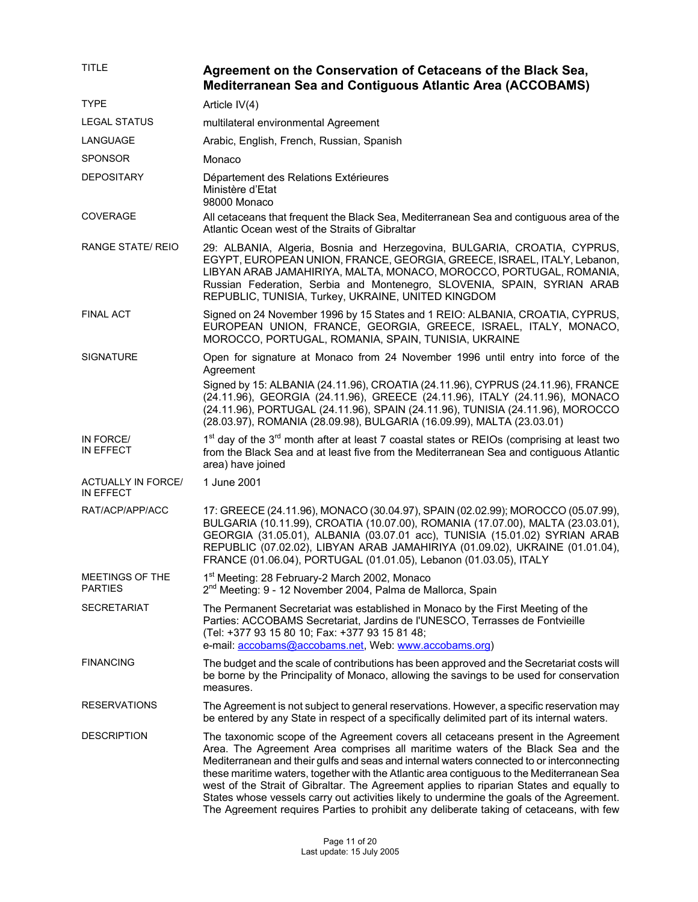| | |
|---|---|
| TITLE | **Agreement on the Conservation of Cetaceans of the Black Sea, Mediterranean Sea and Contiguous Atlantic Area (ACCOBAMS)** |
| TYPE | Article IV(4) |
| LEGAL STATUS | multilateral environmental Agreement |
| LANGUAGE | Arabic, English, French, Russian, Spanish |
| SPONSOR | Monaco |
| DEPOSITARY | Département des Relations Extérieures<br>Ministère d'Etat<br>98000 Monaco |
| COVERAGE | All cetaceans that frequent the Black Sea, Mediterranean Sea and contiguous area of the Atlantic Ocean west of the Straits of Gibraltar |
| RANGE STATE/ REIO | 29: ALBANIA, Algeria, Bosnia and Herzegovina, BULGARIA, CROATIA, CYPRUS, EGYPT, EUROPEAN UNION, FRANCE, GEORGIA, GREECE, ISRAEL, ITALY, Lebanon, LIBYAN ARAB JAMAHIRIYA, MALTA, MONACO, MOROCCO, PORTUGAL, ROMANIA, Russian Federation, Serbia and Montenegro, SLOVENIA, SPAIN, SYRIAN ARAB REPUBLIC, TUNISIA, Turkey, UKRAINE, UNITED KINGDOM |
| FINAL ACT | Signed on 24 November 1996 by 15 States and 1 REIO: ALBANIA, CROATIA, CYPRUS, EUROPEAN UNION, FRANCE, GEORGIA, GREECE, ISRAEL, ITALY, MONACO, MOROCCO, PORTUGAL, ROMANIA, SPAIN, TUNISIA, UKRAINE |
| SIGNATURE | Open for signature at Monaco from 24 November 1996 until entry into force of the Agreement<br>Signed by 15: ALBANIA (24.11.96), CROATIA (24.11.96), CYPRUS (24.11.96), FRANCE (24.11.96), GEORGIA (24.11.96), GREECE (24.11.96), ITALY (24.11.96), MONACO (24.11.96), PORTUGAL (24.11.96), SPAIN (24.11.96), TUNISIA (24.11.96), MOROCCO (28.03.97), ROMANIA (28.09.98), BULGARIA (16.09.99), MALTA (23.03.01) |
| IN FORCE/ IN EFFECT | 1st day of the 3rd month after at least 7 coastal states or REIOs (comprising at least two from the Black Sea and at least five from the Mediterranean Sea and contiguous Atlantic area) have joined |
| ACTUALLY IN FORCE/ IN EFFECT | 1 June 2001 |
| RAT/ACP/APP/ACC | 17: GREECE (24.11.96), MONACO (30.04.97), SPAIN (02.02.99); MOROCCO (05.07.99), BULGARIA (10.11.99), CROATIA (10.07.00), ROMANIA (17.07.00), MALTA (23.03.01), GEORGIA (31.05.01), ALBANIA (03.07.01 acc), TUNISIA (15.01.02) SYRIAN ARAB REPUBLIC (07.02.02), LIBYAN ARAB JAMAHIRIYA (01.09.02), UKRAINE (01.01.04), FRANCE (01.06.04), PORTUGAL (01.01.05), Lebanon (01.03.05), ITALY |
| MEETINGS OF THE PARTIES | 1st Meeting: 28 February-2 March 2002, Monaco<br>2nd Meeting: 9 - 12 November 2004, Palma de Mallorca, Spain |
| SECRETARIAT | The Permanent Secretariat was established in Monaco by the First Meeting of the Parties: ACCOBAMS Secretariat, Jardins de l'UNESCO, Terrasses de Fontvieille (Tel: +377 93 15 80 10; Fax: +377 93 15 81 48; e-mail: accobams@accobams.net, Web: www.accobams.org) |
| FINANCING | The budget and the scale of contributions has been approved and the Secretariat costs will be borne by the Principality of Monaco, allowing the savings to be used for conservation measures. |
| RESERVATIONS | The Agreement is not subject to general reservations. However, a specific reservation may be entered by any State in respect of a specifically delimited part of its internal waters. |
| DESCRIPTION | The taxonomic scope of the Agreement covers all cetaceans present in the Agreement Area. The Agreement Area comprises all maritime waters of the Black Sea and the Mediterranean and their gulfs and seas and internal waters connected to or interconnecting these maritime waters, together with the Atlantic area contiguous to the Mediterranean Sea west of the Strait of Gibraltar. The Agreement applies to riparian States and equally to States whose vessels carry out activities likely to undermine the goals of the Agreement. The Agreement requires Parties to prohibit any deliberate taking of cetaceans, with few |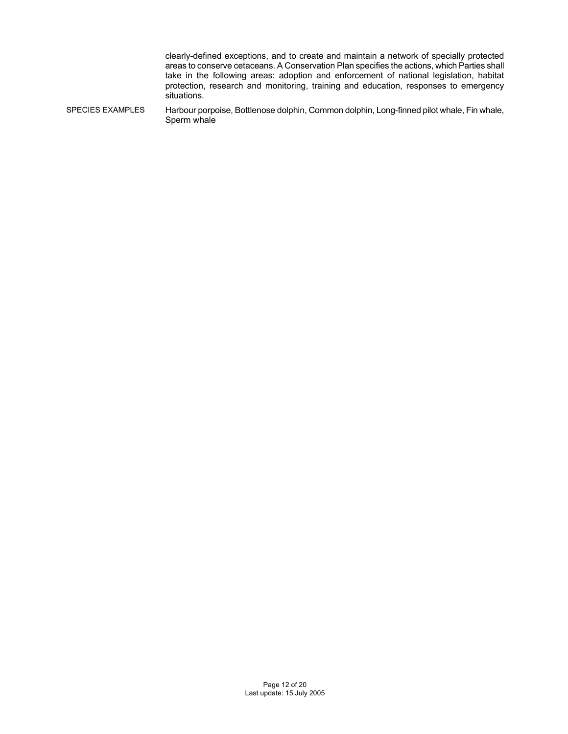clearly-defined exceptions, and to create and maintain a network of specially protected areas to conserve cetaceans. A Conservation Plan specifies the actions, which Parties shall take in the following areas: adoption and enforcement of national legislation, habitat protection, research and monitoring, training and education, responses to emergency situations.

| | |
|---|---|
| SPECIES EXAMPLES | Harbour porpoise, Bottlenose dolphin, Common dolphin, Long-finned pilot whale, Fin whale, Sperm whale |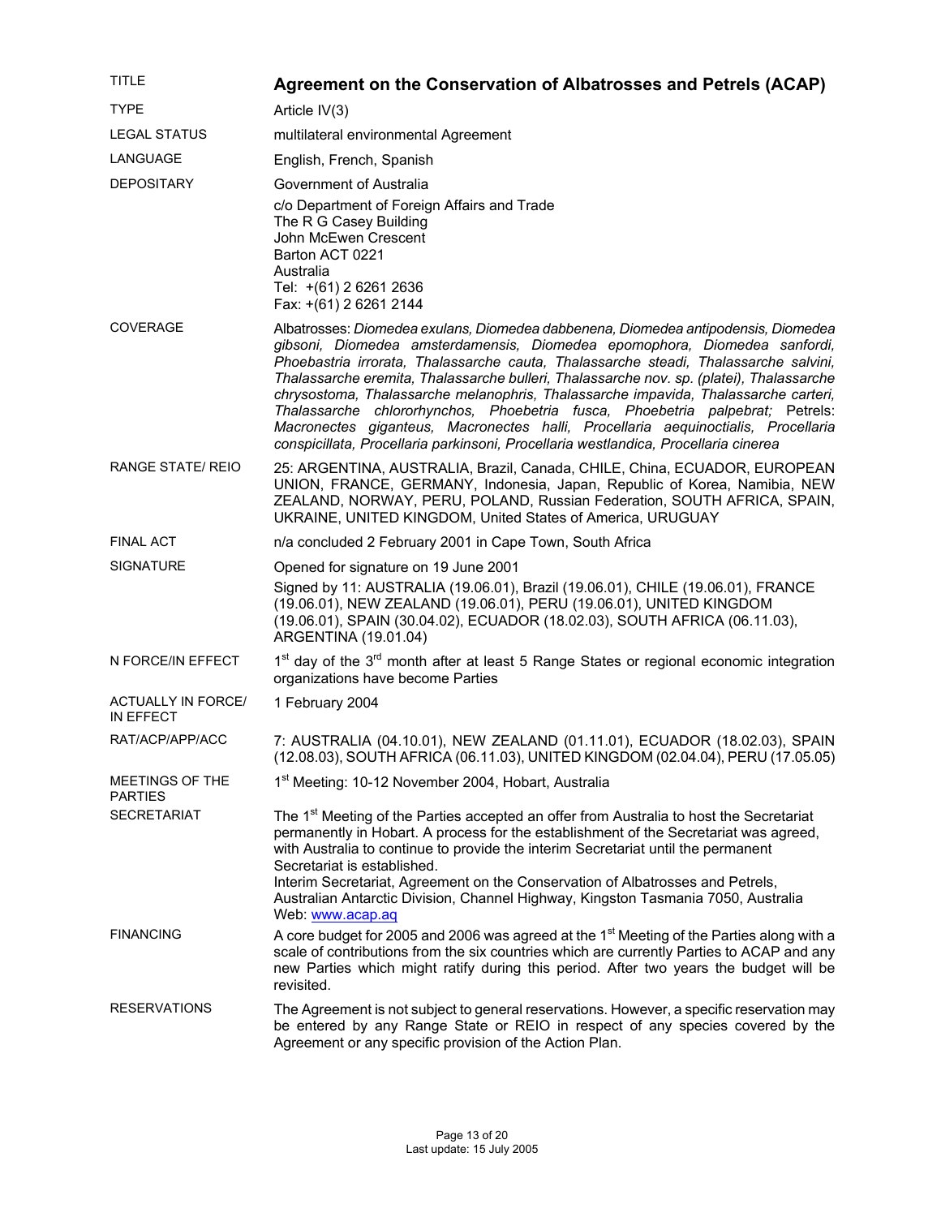| | |
|---|---|
| TITLE | **Agreement on the Conservation of Albatrosses and Petrels (ACAP)** |
| TYPE | Article IV(3) |
| LEGAL STATUS | multilateral environmental Agreement |
| LANGUAGE | English, French, Spanish |
| DEPOSITARY | Government of Australia<br>c/o Department of Foreign Affairs and Trade<br>The R G Casey Building<br>John McEwen Crescent<br>Barton ACT 0221<br>Australia<br>Tel: +(61) 2 6261 2636<br>Fax: +(61) 2 6261 2144 |
| COVERAGE | Albatrosses: *Diomedea exulans, Diomedea dabbenena, Diomedea antipodensis, Diomedea gibsoni, Diomedea amsterdamensis, Diomedea epomophora, Diomedea sanfordi, Phoebastria irrorata, Thalassarche cauta, Thalassarche steadi, Thalassarche salvini, Thalassarche eremita, Thalassarche bulleri, Thalassarche nov. sp. (platei), Thalassarche chrysostoma, Thalassarche melanophris, Thalassarche impavida, Thalassarche carteri, Thalassarche chlororhynchos, Phoebetria fusca, Phoebetria palpebrat;* Petrels: *Macronectes giganteus, Macronectes halli, Procellaria aequinoctialis, Procellaria conspicillata, Procellaria parkinsoni, Procellaria westlandica, Procellaria cinerea* |
| RANGE STATE/ REIO | 25: ARGENTINA, AUSTRALIA, Brazil, Canada, CHILE, China, ECUADOR, EUROPEAN UNION, FRANCE, GERMANY, Indonesia, Japan, Republic of Korea, Namibia, NEW ZEALAND, NORWAY, PERU, POLAND, Russian Federation, SOUTH AFRICA, SPAIN, UKRAINE, UNITED KINGDOM, United States of America, URUGUAY |
| FINAL ACT | n/a concluded 2 February 2001 in Cape Town, South Africa |
| SIGNATURE | Opened for signature on 19 June 2001<br>Signed by 11: AUSTRALIA (19.06.01), Brazil (19.06.01), CHILE (19.06.01), FRANCE (19.06.01), NEW ZEALAND (19.06.01), PERU (19.06.01), UNITED KINGDOM (19.06.01), SPAIN (30.04.02), ECUADOR (18.02.03), SOUTH AFRICA (06.11.03), ARGENTINA (19.01.04) |
| N FORCE/IN EFFECT | 1st day of the 3rd month after at least 5 Range States or regional economic integration organizations have become Parties |
| ACTUALLY IN FORCE/ IN EFFECT | 1 February 2004 |
| RAT/ACP/APP/ACC | 7: AUSTRALIA (04.10.01), NEW ZEALAND (01.11.01), ECUADOR (18.02.03), SPAIN (12.08.03), SOUTH AFRICA (06.11.03), UNITED KINGDOM (02.04.04), PERU (17.05.05) |
| MEETINGS OF THE PARTIES | 1st Meeting: 10-12 November 2004, Hobart, Australia |
| SECRETARIAT | The 1st Meeting of the Parties accepted an offer from Australia to host the Secretariat permanently in Hobart. A process for the establishment of the Secretariat was agreed, with Australia to continue to provide the interim Secretariat until the permanent Secretariat is established.<br>Interim Secretariat, Agreement on the Conservation of Albatrosses and Petrels, Australian Antarctic Division, Channel Highway, Kingston Tasmania 7050, Australia<br>Web: www.acap.aq |
| FINANCING | A core budget for 2005 and 2006 was agreed at the 1st Meeting of the Parties along with a scale of contributions from the six countries which are currently Parties to ACAP and any new Parties which might ratify during this period. After two years the budget will be revisited. |
| RESERVATIONS | The Agreement is not subject to general reservations. However, a specific reservation may be entered by any Range State or REIO in respect of any species covered by the Agreement or any specific provision of the Action Plan. |

Last update: 15 July 2005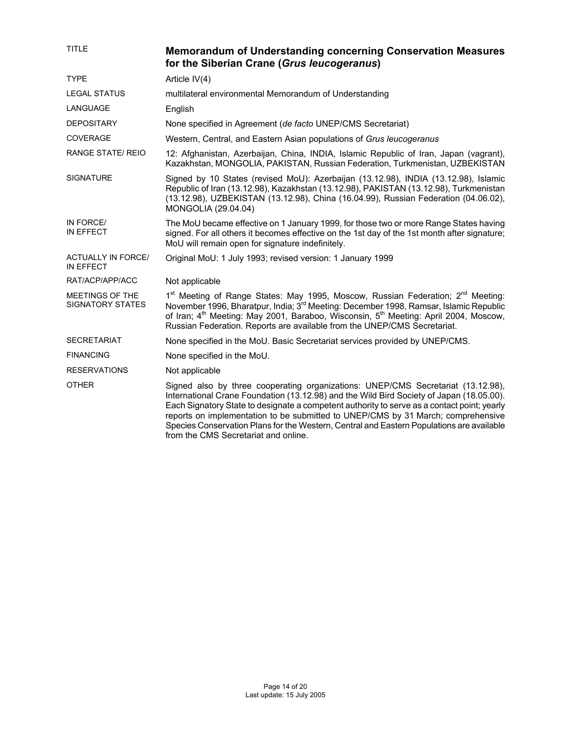| | |
|---|---|
| TITLE | **Memorandum of Understanding concerning Conservation Measures for the Siberian Crane (*Grus leucogeranus*)** |
| TYPE | Article IV(4) |
| LEGAL STATUS | multilateral environmental Memorandum of Understanding |
| LANGUAGE | English |
| DEPOSITARY | None specified in Agreement (*de facto* UNEP/CMS Secretariat) |
| COVERAGE | Western, Central, and Eastern Asian populations of *Grus leucogeranus* |
| RANGE STATE/ REIO | 12: Afghanistan, Azerbaijan, China, INDIA, Islamic Republic of Iran, Japan (vagrant), Kazakhstan, MONGOLIA, PAKISTAN, Russian Federation, Turkmenistan, UZBEKISTAN |
| SIGNATURE | Signed by 10 States (revised MoU): Azerbaijan (13.12.98), INDIA (13.12.98), Islamic Republic of Iran (13.12.98), Kazakhstan (13.12.98), PAKISTAN (13.12.98), Turkmenistan (13.12.98), UZBEKISTAN (13.12.98), China (16.04.99), Russian Federation (04.06.02), MONGOLIA (29.04.04) |
| IN FORCE/ IN EFFECT | The MoU became effective on 1 January 1999, for those two or more Range States having signed. For all others it becomes effective on the 1st day of the 1st month after signature; MoU will remain open for signature indefinitely. |
| ACTUALLY IN FORCE/ IN EFFECT | Original MoU: 1 July 1993; revised version: 1 January 1999 |
| RAT/ACP/APP/ACC | Not applicable |
| MEETINGS OF THE SIGNATORY STATES | 1st Meeting of Range States: May 1995, Moscow, Russian Federation; 2nd Meeting: November 1996, Bharatpur, India; 3rd Meeting: December 1998, Ramsar, Islamic Republic of Iran; 4th Meeting: May 2001, Baraboo, Wisconsin, 5th Meeting: April 2004, Moscow, Russian Federation. Reports are available from the UNEP/CMS Secretariat. |
| SECRETARIAT | None specified in the MoU. Basic Secretariat services provided by UNEP/CMS. |
| FINANCING | None specified in the MoU. |
| RESERVATIONS | Not applicable |
| OTHER | Signed also by three cooperating organizations: UNEP/CMS Secretariat (13.12.98), International Crane Foundation (13.12.98) and the Wild Bird Society of Japan (18.05.00). Each Signatory State to designate a competent authority to serve as a contact point; yearly reports on implementation to be submitted to UNEP/CMS by 31 March; comprehensive Species Conservation Plans for the Western, Central and Eastern Populations are available from the CMS Secretariat and online. |

Last update: 15 July 2005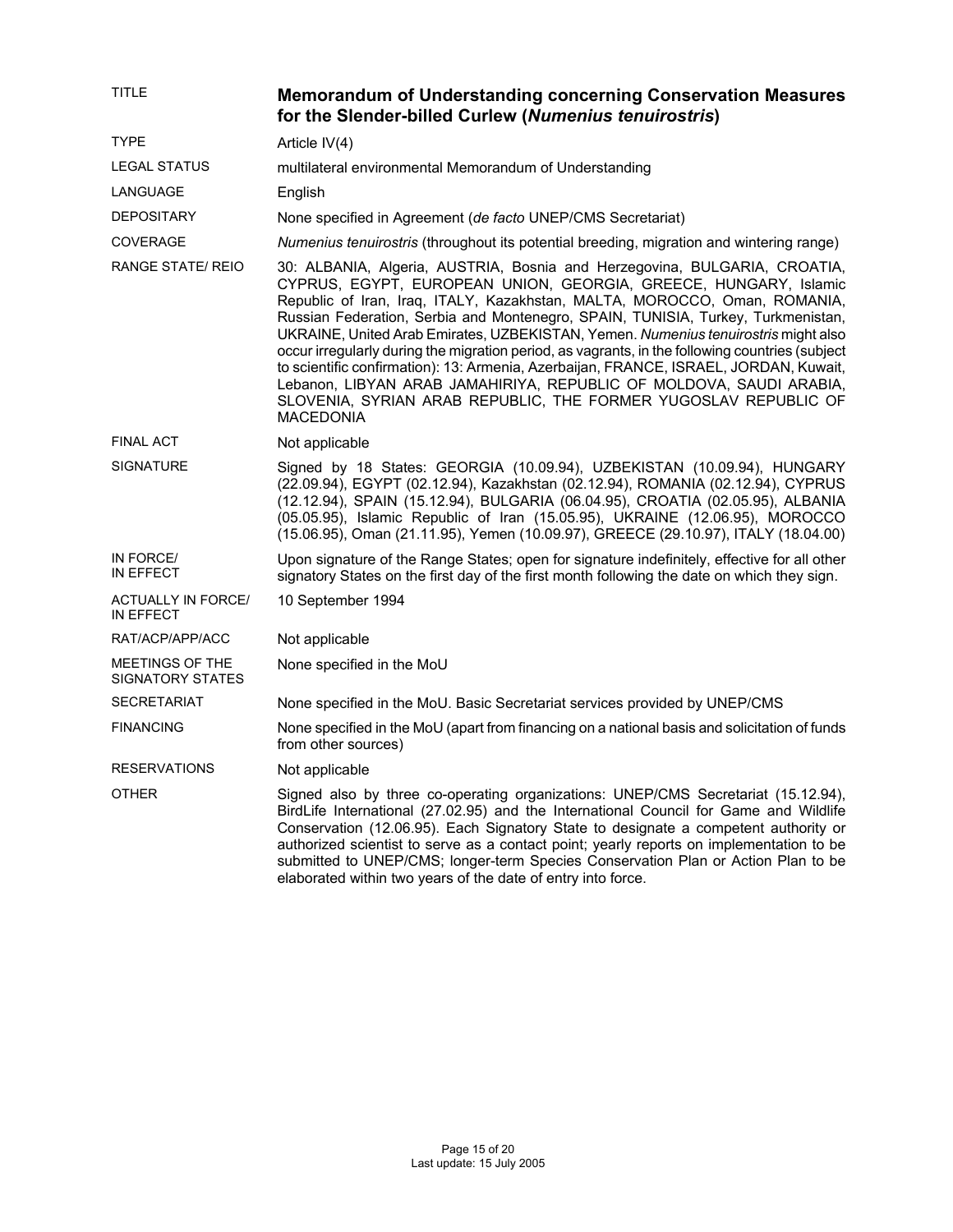| | |
|---|---|
| TITLE | **Memorandum of Understanding concerning Conservation Measures for the Slender-billed Curlew (*Numenius tenuirostris*)** |
| TYPE | Article IV(4) |
| LEGAL STATUS | multilateral environmental Memorandum of Understanding |
| LANGUAGE | English |
| DEPOSITARY | None specified in Agreement (*de facto* UNEP/CMS Secretariat) |
| COVERAGE | *Numenius tenuirostris* (throughout its potential breeding, migration and wintering range) |
| RANGE STATE/ REIO | 30: ALBANIA, Algeria, AUSTRIA, Bosnia and Herzegovina, BULGARIA, CROATIA, CYPRUS, EGYPT, EUROPEAN UNION, GEORGIA, GREECE, HUNGARY, Islamic Republic of Iran, Iraq, ITALY, Kazakhstan, MALTA, MOROCCO, Oman, ROMANIA, Russian Federation, Serbia and Montenegro, SPAIN, TUNISIA, Turkey, Turkmenistan, UKRAINE, United Arab Emirates, UZBEKISTAN, Yemen. *Numenius tenuirostris* might also occur irregularly during the migration period, as vagrants, in the following countries (subject to scientific confirmation): 13: Armenia, Azerbaijan, FRANCE, ISRAEL, JORDAN, Kuwait, Lebanon, LIBYAN ARAB JAMAHIRIYA, REPUBLIC OF MOLDOVA, SAUDI ARABIA, SLOVENIA, SYRIAN ARAB REPUBLIC, THE FORMER YUGOSLAV REPUBLIC OF MACEDONIA |
| FINAL ACT | Not applicable |
| SIGNATURE | Signed by 18 States: GEORGIA (10.09.94), UZBEKISTAN (10.09.94), HUNGARY (22.09.94), EGYPT (02.12.94), Kazakhstan (02.12.94), ROMANIA (02.12.94), CYPRUS (12.12.94), SPAIN (15.12.94), BULGARIA (06.04.95), CROATIA (02.05.95), ALBANIA (05.05.95), Islamic Republic of Iran (15.05.95), UKRAINE (12.06.95), MOROCCO (15.06.95), Oman (21.11.95), Yemen (10.09.97), GREECE (29.10.97), ITALY (18.04.00) |
| IN FORCE/ IN EFFECT | Upon signature of the Range States; open for signature indefinitely, effective for all other signatory States on the first day of the first month following the date on which they sign. |
| ACTUALLY IN FORCE/ IN EFFECT | 10 September 1994 |
| RAT/ACP/APP/ACC | Not applicable |
| MEETINGS OF THE SIGNATORY STATES | None specified in the MoU |
| SECRETARIAT | None specified in the MoU. Basic Secretariat services provided by UNEP/CMS |
| FINANCING | None specified in the MoU (apart from financing on a national basis and solicitation of funds from other sources) |
| RESERVATIONS | Not applicable |
| OTHER | Signed also by three co-operating organizations: UNEP/CMS Secretariat (15.12.94), BirdLife International (27.02.95) and the International Council for Game and Wildlife Conservation (12.06.95). Each Signatory State to designate a competent authority or authorized scientist to serve as a contact point; yearly reports on implementation to be submitted to UNEP/CMS; longer-term Species Conservation Plan or Action Plan to be elaborated within two years of the date of entry into force. |

Last update: 15 July 2005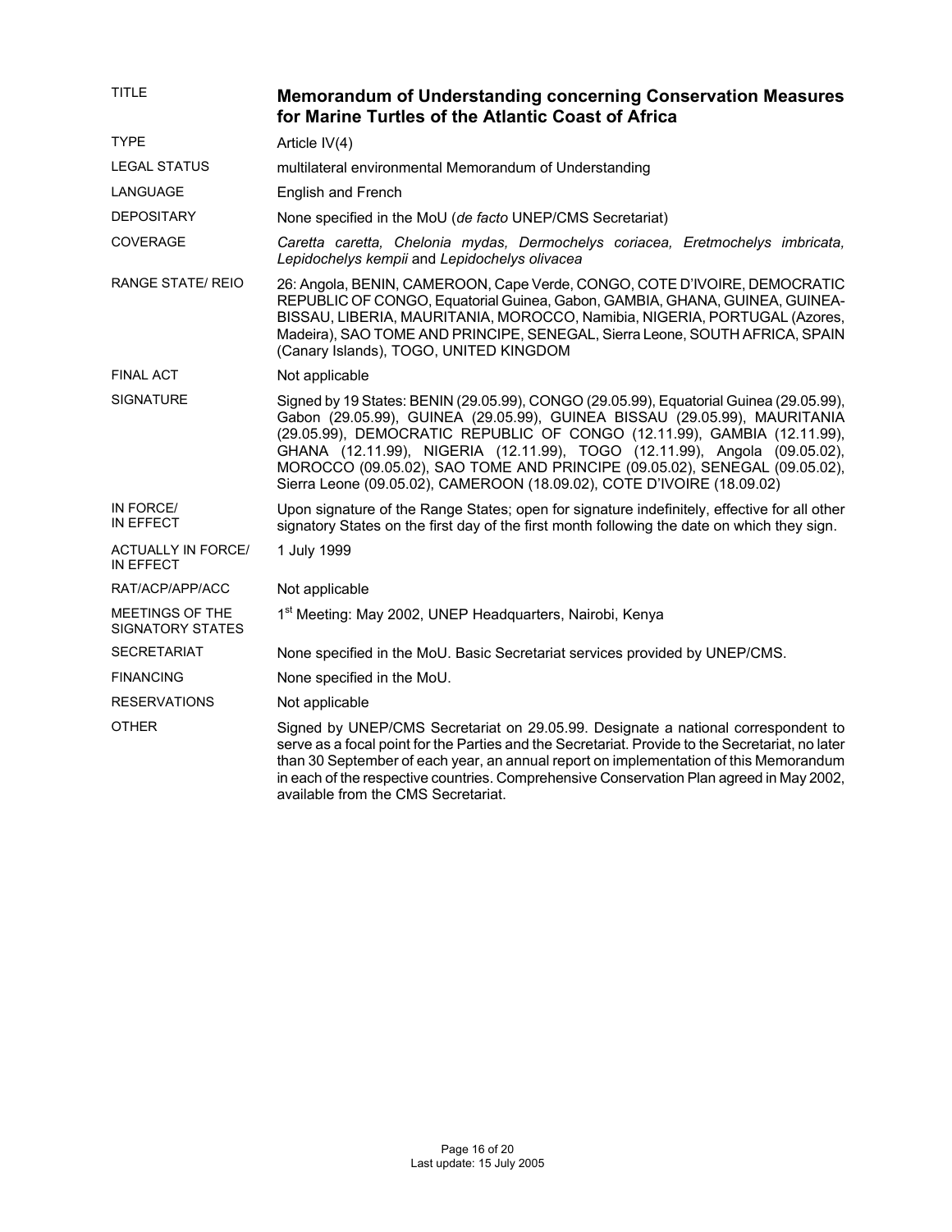| | |
|---|---|
| TITLE | **Memorandum of Understanding concerning Conservation Measures for Marine Turtles of the Atlantic Coast of Africa** |
| TYPE | Article IV(4) |
| LEGAL STATUS | multilateral environmental Memorandum of Understanding |
| LANGUAGE | English and French |
| DEPOSITARY | None specified in the MoU (*de facto* UNEP/CMS Secretariat) |
| COVERAGE | *Caretta caretta, Chelonia mydas, Dermochelys coriacea, Eretmochelys imbricata, Lepidochelys kempii* and *Lepidochelys olivacea* |
| RANGE STATE/ REIO | 26: Angola, BENIN, CAMEROON, Cape Verde, CONGO, COTE D'IVOIRE, DEMOCRATIC REPUBLIC OF CONGO, Equatorial Guinea, Gabon, GAMBIA, GHANA, GUINEA, GUINEA-BISSAU, LIBERIA, MAURITANIA, MOROCCO, Namibia, NIGERIA, PORTUGAL (Azores, Madeira), SAO TOME AND PRINCIPE, SENEGAL, Sierra Leone, SOUTH AFRICA, SPAIN (Canary Islands), TOGO, UNITED KINGDOM |
| FINAL ACT | Not applicable |
| SIGNATURE | Signed by 19 States: BENIN (29.05.99), CONGO (29.05.99), Equatorial Guinea (29.05.99), Gabon (29.05.99), GUINEA (29.05.99), GUINEA BISSAU (29.05.99), MAURITANIA (29.05.99), DEMOCRATIC REPUBLIC OF CONGO (12.11.99), GAMBIA (12.11.99), GHANA (12.11.99), NIGERIA (12.11.99), TOGO (12.11.99), Angola (09.05.02), MOROCCO (09.05.02), SAO TOME AND PRINCIPE (09.05.02), SENEGAL (09.05.02), Sierra Leone (09.05.02), CAMEROON (18.09.02), COTE D'IVOIRE (18.09.02) |
| IN FORCE/ IN EFFECT | Upon signature of the Range States; open for signature indefinitely, effective for all other signatory States on the first day of the first month following the date on which they sign. |
| ACTUALLY IN FORCE/ IN EFFECT | 1 July 1999 |
| RAT/ACP/APP/ACC | Not applicable |
| MEETINGS OF THE SIGNATORY STATES | 1st Meeting: May 2002, UNEP Headquarters, Nairobi, Kenya |
| SECRETARIAT | None specified in the MoU. Basic Secretariat services provided by UNEP/CMS. |
| FINANCING | None specified in the MoU. |
| RESERVATIONS | Not applicable |
| OTHER | Signed by UNEP/CMS Secretariat on 29.05.99. Designate a national correspondent to serve as a focal point for the Parties and the Secretariat. Provide to the Secretariat, no later than 30 September of each year, an annual report on implementation of this Memorandum in each of the respective countries. Comprehensive Conservation Plan agreed in May 2002, available from the CMS Secretariat. |

Last update: 15 July 2005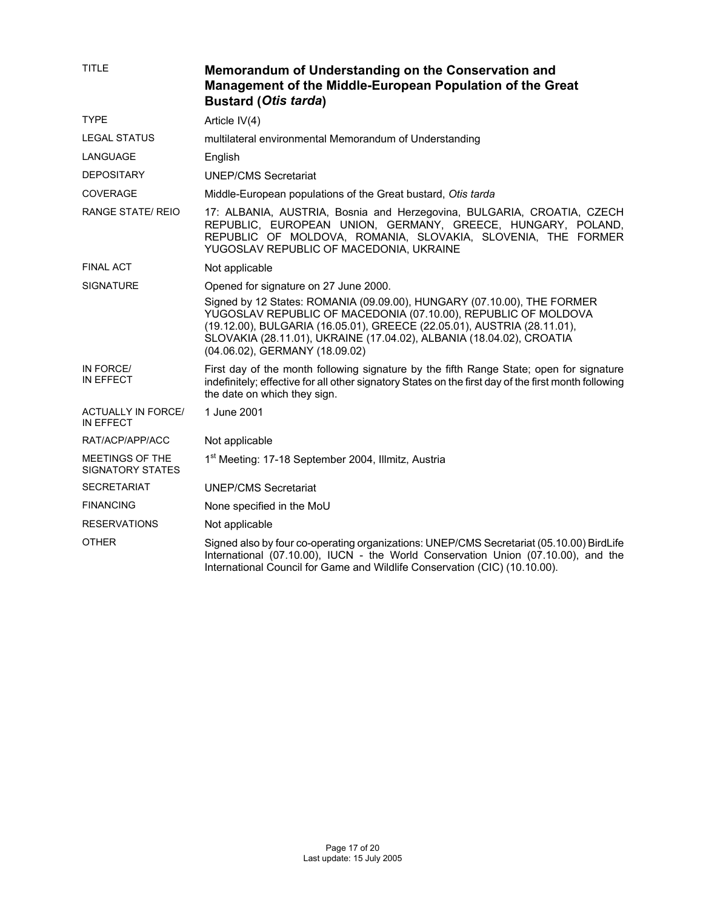| | |
|---|---|
| TITLE | **Memorandum of Understanding on the Conservation and Management of the Middle-European Population of the Great Bustard (*Otis tarda*)** |
| TYPE | Article IV(4) |
| LEGAL STATUS | multilateral environmental Memorandum of Understanding |
| LANGUAGE | English |
| DEPOSITARY | UNEP/CMS Secretariat |
| COVERAGE | Middle-European populations of the Great bustard, *Otis tarda* |
| RANGE STATE/ REIO | 17: ALBANIA, AUSTRIA, Bosnia and Herzegovina, BULGARIA, CROATIA, CZECH REPUBLIC, EUROPEAN UNION, GERMANY, GREECE, HUNGARY, POLAND, REPUBLIC OF MOLDOVA, ROMANIA, SLOVAKIA, SLOVENIA, THE FORMER YUGOSLAV REPUBLIC OF MACEDONIA, UKRAINE |
| FINAL ACT | Not applicable |
| SIGNATURE | Opened for signature on 27 June 2000.<br>Signed by 12 States: ROMANIA (09.09.00), HUNGARY (07.10.00), THE FORMER YUGOSLAV REPUBLIC OF MACEDONIA (07.10.00), REPUBLIC OF MOLDOVA (19.12.00), BULGARIA (16.05.01), GREECE (22.05.01), AUSTRIA (28.11.01), SLOVAKIA (28.11.01), UKRAINE (17.04.02), ALBANIA (18.04.02), CROATIA (04.06.02), GERMANY (18.09.02) |
| IN FORCE/ IN EFFECT | First day of the month following signature by the fifth Range State; open for signature indefinitely; effective for all other signatory States on the first day of the first month following the date on which they sign. |
| ACTUALLY IN FORCE/ IN EFFECT | 1 June 2001 |
| RAT/ACP/APP/ACC | Not applicable |
| MEETINGS OF THE SIGNATORY STATES | 1st Meeting: 17-18 September 2004, Illmitz, Austria |
| SECRETARIAT | UNEP/CMS Secretariat |
| FINANCING | None specified in the MoU |
| RESERVATIONS | Not applicable |
| OTHER | Signed also by four co-operating organizations: UNEP/CMS Secretariat (05.10.00) BirdLife International (07.10.00), IUCN - the World Conservation Union (07.10.00), and the International Council for Game and Wildlife Conservation (CIC) (10.10.00). |

Last update: 15 July 2005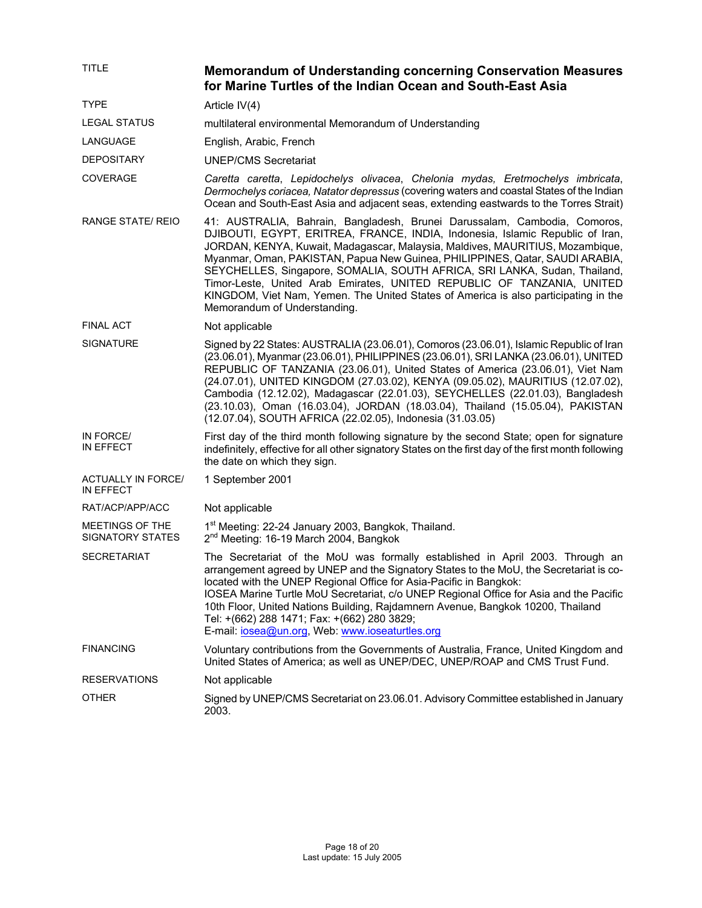| | |
|---|---|
| TITLE | **Memorandum of Understanding concerning Conservation Measures for Marine Turtles of the Indian Ocean and South-East Asia** |
| TYPE | Article IV(4) |
| LEGAL STATUS | multilateral environmental Memorandum of Understanding |
| LANGUAGE | English, Arabic, French |
| DEPOSITARY | UNEP/CMS Secretariat |
| COVERAGE | *Caretta caretta*, *Lepidochelys olivacea*, *Chelonia mydas, Eretmochelys imbricata*, *Dermochelys coriacea, Natator depressus* (covering waters and coastal States of the Indian Ocean and South-East Asia and adjacent seas, extending eastwards to the Torres Strait) |
| RANGE STATE/ REIO | 41: AUSTRALIA, Bahrain, Bangladesh, Brunei Darussalam, Cambodia, Comoros, DJIBOUTI, EGYPT, ERITREA, FRANCE, INDIA, Indonesia, Islamic Republic of Iran, JORDAN, KENYA, Kuwait, Madagascar, Malaysia, Maldives, MAURITIUS, Mozambique, Myanmar, Oman, PAKISTAN, Papua New Guinea, PHILIPPINES, Qatar, SAUDI ARABIA, SEYCHELLES, Singapore, SOMALIA, SOUTH AFRICA, SRI LANKA, Sudan, Thailand, Timor-Leste, United Arab Emirates, UNITED REPUBLIC OF TANZANIA, UNITED KINGDOM, Viet Nam, Yemen. The United States of America is also participating in the Memorandum of Understanding. |
| FINAL ACT | Not applicable |
| SIGNATURE | Signed by 22 States: AUSTRALIA (23.06.01), Comoros (23.06.01), Islamic Republic of Iran (23.06.01), Myanmar (23.06.01), PHILIPPINES (23.06.01), SRI LANKA (23.06.01), UNITED REPUBLIC OF TANZANIA (23.06.01), United States of America (23.06.01), Viet Nam (24.07.01), UNITED KINGDOM (27.03.02), KENYA (09.05.02), MAURITIUS (12.07.02), Cambodia (12.12.02), Madagascar (22.01.03), SEYCHELLES (22.01.03), Bangladesh (23.10.03), Oman (16.03.04), JORDAN (18.03.04), Thailand (15.05.04), PAKISTAN (12.07.04), SOUTH AFRICA (22.02.05), Indonesia (31.03.05) |
| IN FORCE/ IN EFFECT | First day of the third month following signature by the second State; open for signature indefinitely, effective for all other signatory States on the first day of the first month following the date on which they sign. |
| ACTUALLY IN FORCE/ IN EFFECT | 1 September 2001 |
| RAT/ACP/APP/ACC | Not applicable |
| MEETINGS OF THE SIGNATORY STATES | 1st Meeting: 22-24 January 2003, Bangkok, Thailand.<br>2nd Meeting: 16-19 March 2004, Bangkok |
| SECRETARIAT | The Secretariat of the MoU was formally established in April 2003. Through an arrangement agreed by UNEP and the Signatory States to the MoU, the Secretariat is co-located with the UNEP Regional Office for Asia-Pacific in Bangkok:<br>IOSEA Marine Turtle MoU Secretariat, c/o UNEP Regional Office for Asia and the Pacific 10th Floor, United Nations Building, Rajdamnern Avenue, Bangkok 10200, Thailand<br>Tel: +(662) 288 1471; Fax: +(662) 280 3829;<br>E-mail: iosea@un.org, Web: www.ioseaturtles.org |
| FINANCING | Voluntary contributions from the Governments of Australia, France, United Kingdom and United States of America; as well as UNEP/DEC, UNEP/ROAP and CMS Trust Fund. |
| RESERVATIONS | Not applicable |
| OTHER | Signed by UNEP/CMS Secretariat on 23.06.01. Advisory Committee established in January 2003. |

Last update: 15 July 2005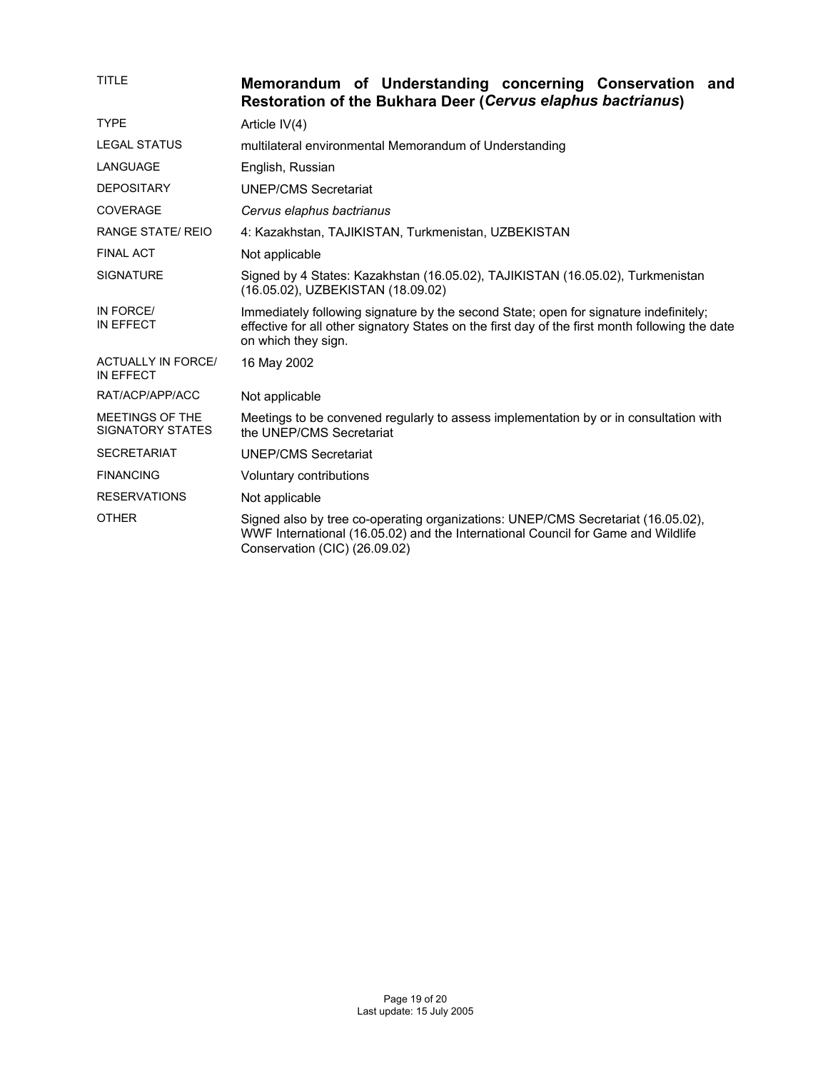| | |
|---|---|
| TITLE | **Memorandum of Understanding concerning Conservation and Restoration of the Bukhara Deer (*Cervus elaphus bactrianus*)** |
| TYPE | Article IV(4) |
| LEGAL STATUS | multilateral environmental Memorandum of Understanding |
| LANGUAGE | English, Russian |
| DEPOSITARY | UNEP/CMS Secretariat |
| COVERAGE | *Cervus elaphus bactrianus* |
| RANGE STATE/ REIO | 4: Kazakhstan, TAJIKISTAN, Turkmenistan, UZBEKISTAN |
| FINAL ACT | Not applicable |
| SIGNATURE | Signed by 4 States: Kazakhstan (16.05.02), TAJIKISTAN (16.05.02), Turkmenistan (16.05.02), UZBEKISTAN (18.09.02) |
| IN FORCE/ IN EFFECT | Immediately following signature by the second State; open for signature indefinitely; effective for all other signatory States on the first day of the first month following the date on which they sign. |
| ACTUALLY IN FORCE/ IN EFFECT | 16 May 2002 |
| RAT/ACP/APP/ACC | Not applicable |
| MEETINGS OF THE SIGNATORY STATES | Meetings to be convened regularly to assess implementation by or in consultation with the UNEP/CMS Secretariat |
| SECRETARIAT | UNEP/CMS Secretariat |
| FINANCING | Voluntary contributions |
| RESERVATIONS | Not applicable |
| OTHER | Signed also by tree co-operating organizations: UNEP/CMS Secretariat (16.05.02), WWF International (16.05.02) and the International Council for Game and Wildlife Conservation (CIC) (26.09.02) |

Last update: 15 July 2005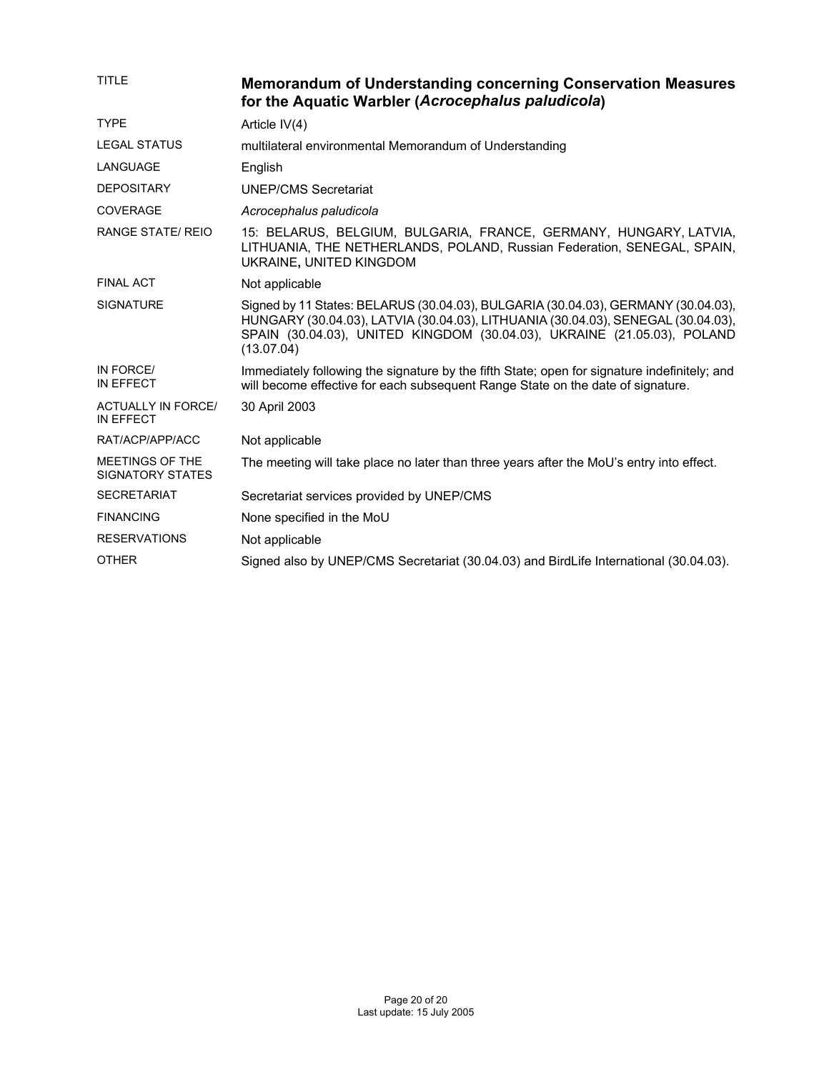| | |
|---|---|
| TITLE | **Memorandum of Understanding concerning Conservation Measures for the Aquatic Warbler (*Acrocephalus paludicola*)** |
| TYPE | Article IV(4) |
| LEGAL STATUS | multilateral environmental Memorandum of Understanding |
| LANGUAGE | English |
| DEPOSITARY | UNEP/CMS Secretariat |
| COVERAGE | *Acrocephalus paludicola* |
| RANGE STATE/ REIO | 15: BELARUS, BELGIUM, BULGARIA, FRANCE, GERMANY, HUNGARY, LATVIA, LITHUANIA, THE NETHERLANDS, POLAND, Russian Federation, SENEGAL, SPAIN, UKRAINE, UNITED KINGDOM |
| FINAL ACT | Not applicable |
| SIGNATURE | Signed by 11 States: BELARUS (30.04.03), BULGARIA (30.04.03), GERMANY (30.04.03), HUNGARY (30.04.03), LATVIA (30.04.03), LITHUANIA (30.04.03), SENEGAL (30.04.03), SPAIN (30.04.03), UNITED KINGDOM (30.04.03), UKRAINE (21.05.03), POLAND (13.07.04) |
| IN FORCE/ IN EFFECT | Immediately following the signature by the fifth State; open for signature indefinitely; and will become effective for each subsequent Range State on the date of signature. |
| ACTUALLY IN FORCE/ IN EFFECT | 30 April 2003 |
| RAT/ACP/APP/ACC | Not applicable |
| MEETINGS OF THE SIGNATORY STATES | The meeting will take place no later than three years after the MoU's entry into effect. |
| SECRETARIAT | Secretariat services provided by UNEP/CMS |
| FINANCING | None specified in the MoU |
| RESERVATIONS | Not applicable |
| OTHER | Signed also by UNEP/CMS Secretariat (30.04.03) and BirdLife International (30.04.03). |

Last update: 15 July 2005